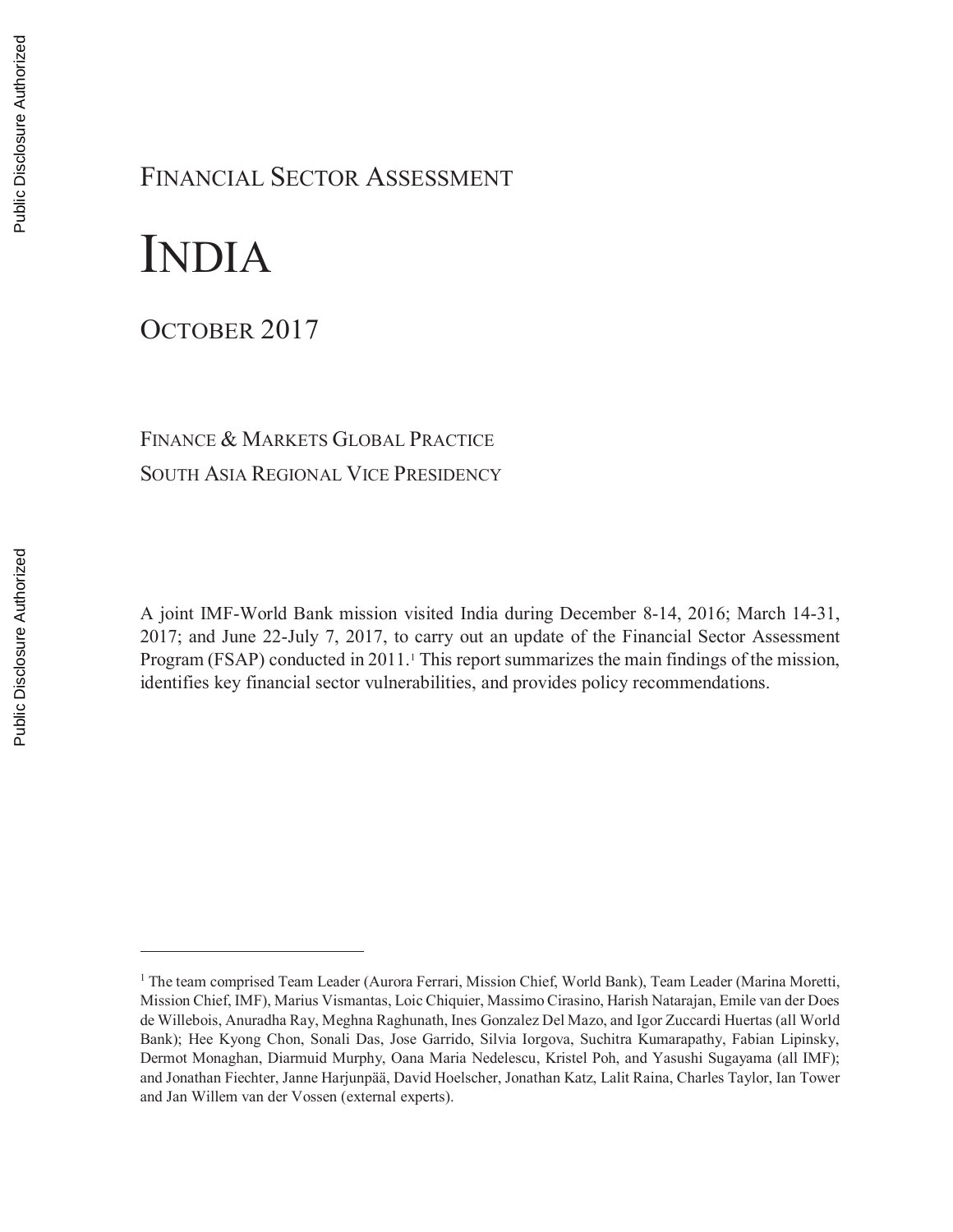# FINANCIAL SECTOR ASSESSMENT

# INDIA

## OCTOBER 2017

FINANCE & MARKETS GLOBAL PRACTICE
SOUTH ASIA REGIONAL VICE PRESIDENCY

A joint IMF-World Bank mission visited India during December 8-14, 2016; March 14-31, 2017; and June 22-July 7, 2017, to carry out an update of the Financial Sector Assessment Program (FSAP) conducted in 2011.[1] This report summarizes the main findings of the mission, identifies key financial sector vulnerabilities, and provides policy recommendations.

[1] The team comprised Team Leader (Aurora Ferrari, Mission Chief, World Bank), Team Leader (Marina Moretti, Mission Chief, IMF), Marius Vismantas, Loic Chiquier, Massimo Cirasino, Harish Natarajan, Emile van der Does de Willebois, Anuradha Ray, Meghna Raghunath, Ines Gonzalez Del Mazo, and Igor Zuccardi Huertas (all World Bank); Hee Kyong Chon, Sonali Das, Jose Garrido, Silvia Iorgova, Suchitra Kumarapathy, Fabian Lipinsky, Dermot Monaghan, Diarmuid Murphy, Oana Maria Nedelescu, Kristel Poh, and Yasushi Sugayama (all IMF); and Jonathan Fiechter, Janne Harjunpää, David Hoelscher, Jonathan Katz, Lalit Raina, Charles Taylor, Ian Tower and Jan Willem van der Vossen (external experts).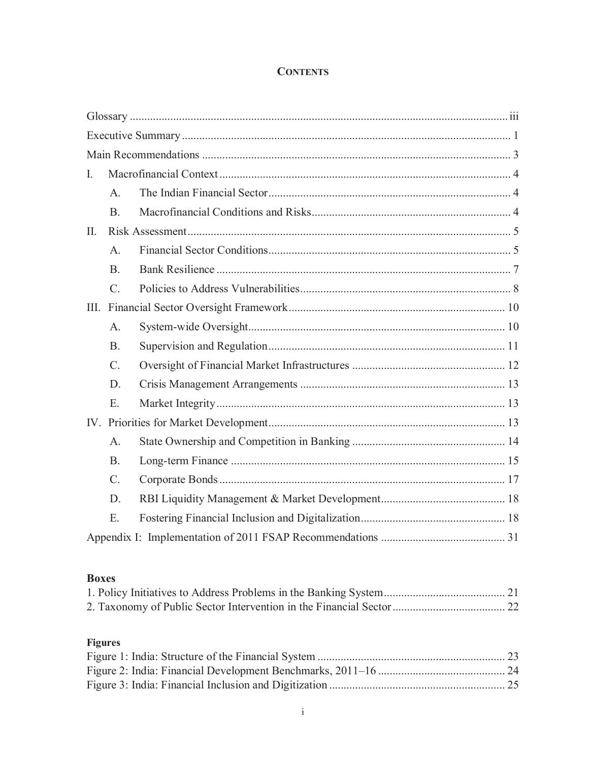# CONTENTS

Glossary ........................................................ iii

Executive Summary ........................................................ 1

Main Recommendations ........................................................ 3

I. Macrofinancial Context ........................................................ 4

- A. The Indian Financial Sector ........................................................ 4
- B. Macrofinancial Conditions and Risks ........................................................ 4

II. Risk Assessment ........................................................ 5

- A. Financial Sector Conditions ........................................................ 5
- B. Bank Resilience ........................................................ 7
- C. Policies to Address Vulnerabilities ........................................................ 8

III. Financial Sector Oversight Framework ........................................................ 10

- A. System-wide Oversight ........................................................ 10
- B. Supervision and Regulation ........................................................ 11
- C. Oversight of Financial Market Infrastructures ........................................................ 12
- D. Crisis Management Arrangements ........................................................ 13
- E. Market Integrity ........................................................ 13

IV. Priorities for Market Development ........................................................ 13

- A. State Ownership and Competition in Banking ........................................................ 14
- B. Long-term Finance ........................................................ 15
- C. Corporate Bonds ........................................................ 17
- D. RBI Liquidity Management & Market Development ........................................................ 18
- E. Fostering Financial Inclusion and Digitalization ........................................................ 18

Appendix I: Implementation of 2011 FSAP Recommendations ........................................................ 31

**Boxes**

1. Policy Initiatives to Address Problems in the Banking System ........................................................ 21
2. Taxonomy of Public Sector Intervention in the Financial Sector ........................................................ 22

**Figures**

Figure 1: India: Structure of the Financial System ........................................................ 23

Figure 2: India: Financial Development Benchmarks, 2011–16 ........................................................ 24

Figure 3: India: Financial Inclusion and Digitization ........................................................ 25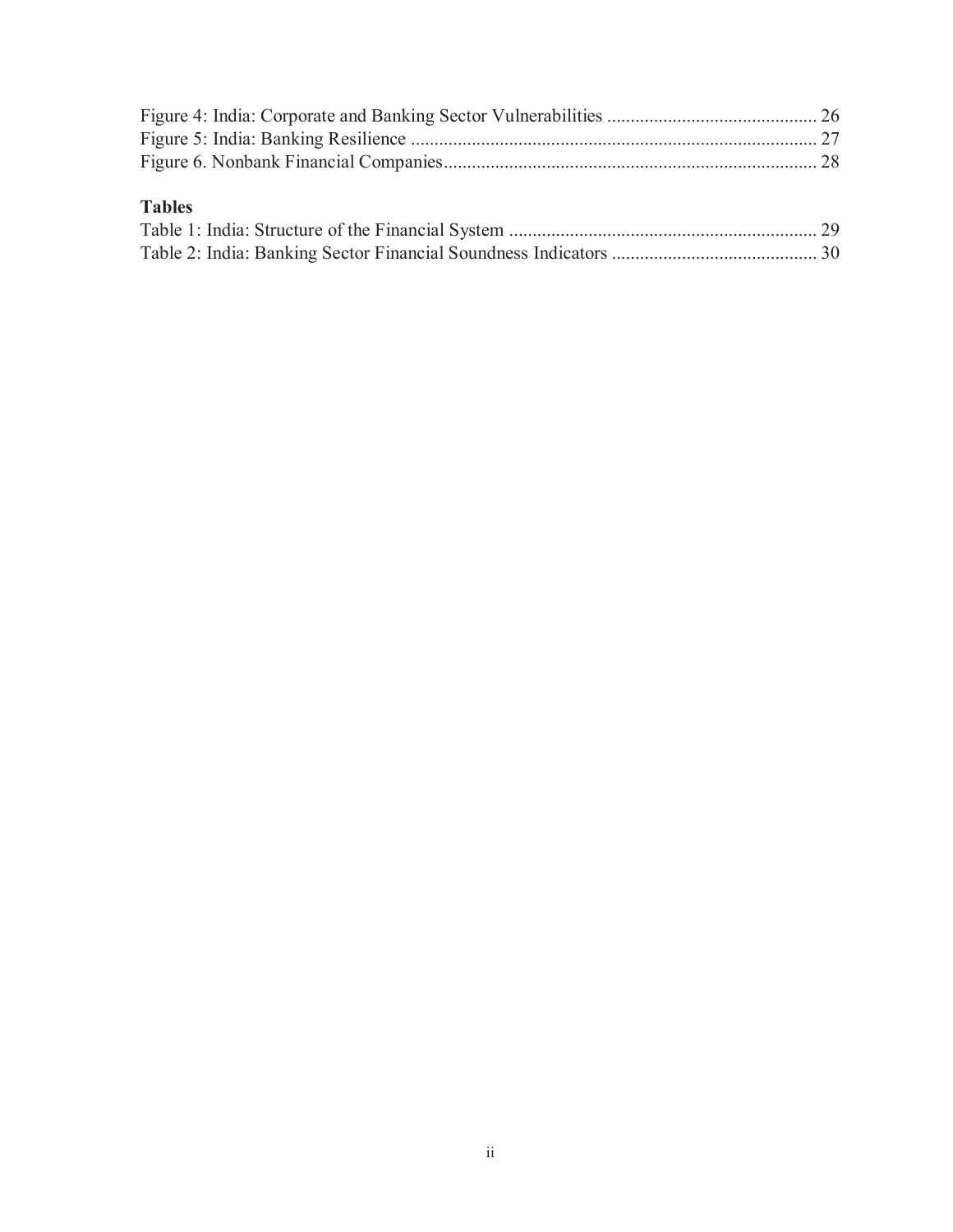Figure 4: India: Corporate and Banking Sector Vulnerabilities ............................................. 26
Figure 5: India: Banking Resilience ....................................................................................... 27
Figure 6. Nonbank Financial Companies................................................................................ 28

**Tables**

Table 1: India: Structure of the Financial System .................................................................. 29
Table 2: India: Banking Sector Financial Soundness Indicators ............................................ 30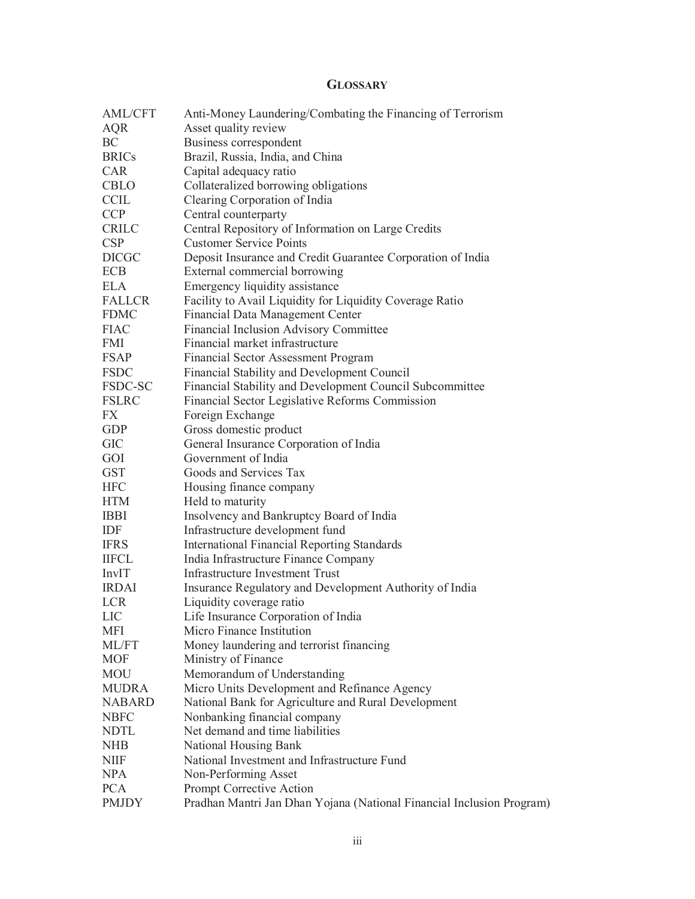## GLOSSARY

| | |
|---|---|
| AML/CFT | Anti-Money Laundering/Combating the Financing of Terrorism |
| AQR | Asset quality review |
| BC | Business correspondent |
| BRICs | Brazil, Russia, India, and China |
| CAR | Capital adequacy ratio |
| CBLO | Collateralized borrowing obligations |
| CCIL | Clearing Corporation of India |
| CCP | Central counterparty |
| CRILC | Central Repository of Information on Large Credits |
| CSP | Customer Service Points |
| DICGC | Deposit Insurance and Credit Guarantee Corporation of India |
| ECB | External commercial borrowing |
| ELA | Emergency liquidity assistance |
| FALLCR | Facility to Avail Liquidity for Liquidity Coverage Ratio |
| FDMC | Financial Data Management Center |
| FIAC | Financial Inclusion Advisory Committee |
| FMI | Financial market infrastructure |
| FSAP | Financial Sector Assessment Program |
| FSDC | Financial Stability and Development Council |
| FSDC-SC | Financial Stability and Development Council Subcommittee |
| FSLRC | Financial Sector Legislative Reforms Commission |
| FX | Foreign Exchange |
| GDP | Gross domestic product |
| GIC | General Insurance Corporation of India |
| GOI | Government of India |
| GST | Goods and Services Tax |
| HFC | Housing finance company |
| HTM | Held to maturity |
| IBBI | Insolvency and Bankruptcy Board of India |
| IDF | Infrastructure development fund |
| IFRS | International Financial Reporting Standards |
| IIFCL | India Infrastructure Finance Company |
| InvIT | Infrastructure Investment Trust |
| IRDAI | Insurance Regulatory and Development Authority of India |
| LCR | Liquidity coverage ratio |
| LIC | Life Insurance Corporation of India |
| MFI | Micro Finance Institution |
| ML/FT | Money laundering and terrorist financing |
| MOF | Ministry of Finance |
| MOU | Memorandum of Understanding |
| MUDRA | Micro Units Development and Refinance Agency |
| NABARD | National Bank for Agriculture and Rural Development |
| NBFC | Nonbanking financial company |
| NDTL | Net demand and time liabilities |
| NHB | National Housing Bank |
| NIIF | National Investment and Infrastructure Fund |
| NPA | Non-Performing Asset |
| PCA | Prompt Corrective Action |
| PMJDY | Pradhan Mantri Jan Dhan Yojana (National Financial Inclusion Program) |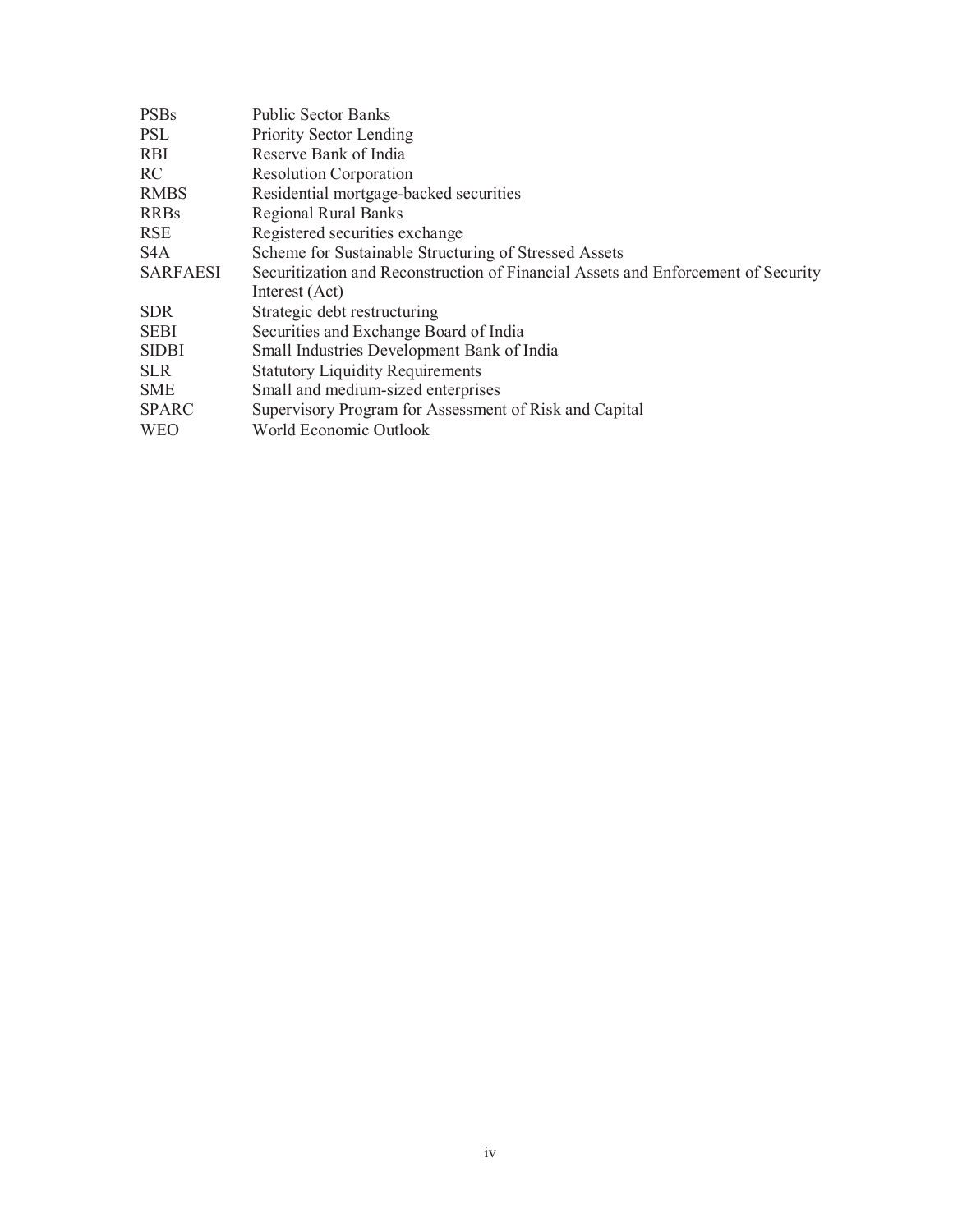| | |
|---|---|
| PSBs | Public Sector Banks |
| PSL | Priority Sector Lending |
| RBI | Reserve Bank of India |
| RC | Resolution Corporation |
| RMBS | Residential mortgage-backed securities |
| RRBs | Regional Rural Banks |
| RSE | Registered securities exchange |
| S4A | Scheme for Sustainable Structuring of Stressed Assets |
| SARFAESI | Securitization and Reconstruction of Financial Assets and Enforcement of Security Interest (Act) |
| SDR | Strategic debt restructuring |
| SEBI | Securities and Exchange Board of India |
| SIDBI | Small Industries Development Bank of India |
| SLR | Statutory Liquidity Requirements |
| SME | Small and medium-sized enterprises |
| SPARC | Supervisory Program for Assessment of Risk and Capital |
| WEO | World Economic Outlook |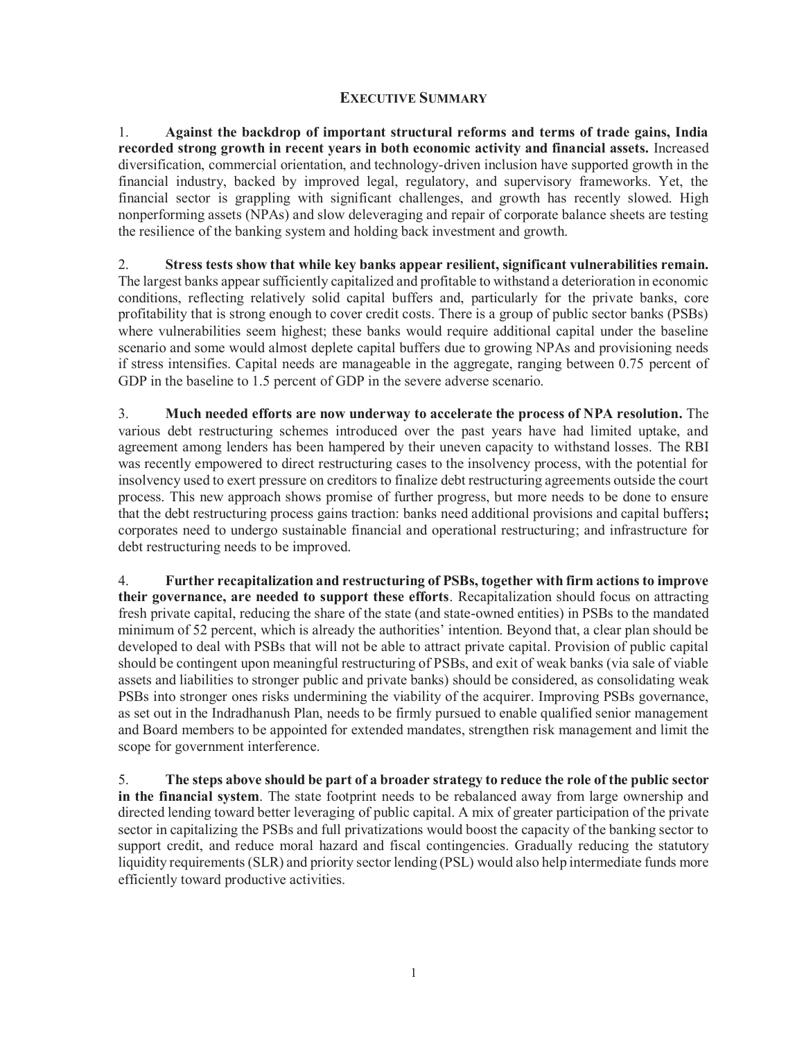# EXECUTIVE SUMMARY

1. **Against the backdrop of important structural reforms and terms of trade gains, India recorded strong growth in recent years in both economic activity and financial assets.** Increased diversification, commercial orientation, and technology-driven inclusion have supported growth in the financial industry, backed by improved legal, regulatory, and supervisory frameworks. Yet, the financial sector is grappling with significant challenges, and growth has recently slowed. High nonperforming assets (NPAs) and slow deleveraging and repair of corporate balance sheets are testing the resilience of the banking system and holding back investment and growth.

2. **Stress tests show that while key banks appear resilient, significant vulnerabilities remain.** The largest banks appear sufficiently capitalized and profitable to withstand a deterioration in economic conditions, reflecting relatively solid capital buffers and, particularly for the private banks, core profitability that is strong enough to cover credit costs. There is a group of public sector banks (PSBs) where vulnerabilities seem highest; these banks would require additional capital under the baseline scenario and some would almost deplete capital buffers due to growing NPAs and provisioning needs if stress intensifies. Capital needs are manageable in the aggregate, ranging between 0.75 percent of GDP in the baseline to 1.5 percent of GDP in the severe adverse scenario.

3. **Much needed efforts are now underway to accelerate the process of NPA resolution.** The various debt restructuring schemes introduced over the past years have had limited uptake, and agreement among lenders has been hampered by their uneven capacity to withstand losses. The RBI was recently empowered to direct restructuring cases to the insolvency process, with the potential for insolvency used to exert pressure on creditors to finalize debt restructuring agreements outside the court process. This new approach shows promise of further progress, but more needs to be done to ensure that the debt restructuring process gains traction: banks need additional provisions and capital buffers**;** corporates need to undergo sustainable financial and operational restructuring; and infrastructure for debt restructuring needs to be improved.

4. **Further recapitalization and restructuring of PSBs, together with firm actions to improve their governance, are needed to support these efforts**. Recapitalization should focus on attracting fresh private capital, reducing the share of the state (and state-owned entities) in PSBs to the mandated minimum of 52 percent, which is already the authorities' intention. Beyond that, a clear plan should be developed to deal with PSBs that will not be able to attract private capital. Provision of public capital should be contingent upon meaningful restructuring of PSBs, and exit of weak banks (via sale of viable assets and liabilities to stronger public and private banks) should be considered, as consolidating weak PSBs into stronger ones risks undermining the viability of the acquirer. Improving PSBs governance, as set out in the Indradhanush Plan, needs to be firmly pursued to enable qualified senior management and Board members to be appointed for extended mandates, strengthen risk management and limit the scope for government interference.

5. **The steps above should be part of a broader strategy to reduce the role of the public sector in the financial system**. The state footprint needs to be rebalanced away from large ownership and directed lending toward better leveraging of public capital. A mix of greater participation of the private sector in capitalizing the PSBs and full privatizations would boost the capacity of the banking sector to support credit, and reduce moral hazard and fiscal contingencies. Gradually reducing the statutory liquidity requirements (SLR) and priority sector lending (PSL) would also help intermediate funds more efficiently toward productive activities.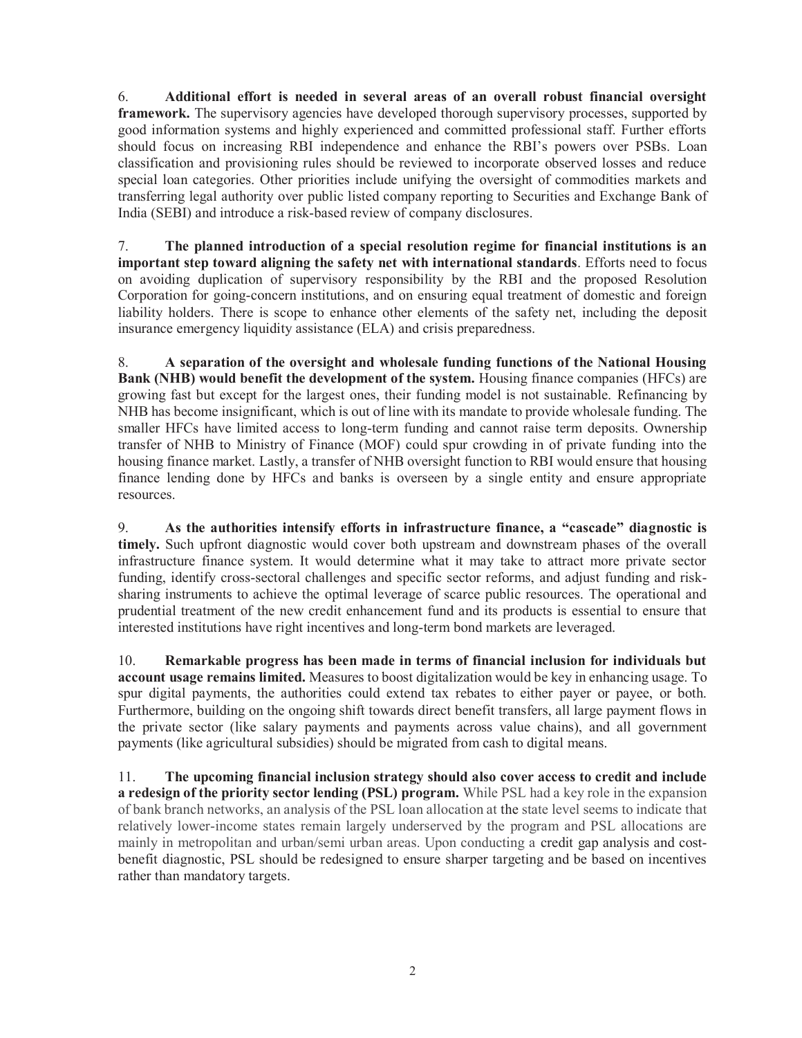6. **Additional effort is needed in several areas of an overall robust financial oversight framework.** The supervisory agencies have developed thorough supervisory processes, supported by good information systems and highly experienced and committed professional staff. Further efforts should focus on increasing RBI independence and enhance the RBI's powers over PSBs. Loan classification and provisioning rules should be reviewed to incorporate observed losses and reduce special loan categories. Other priorities include unifying the oversight of commodities markets and transferring legal authority over public listed company reporting to Securities and Exchange Bank of India (SEBI) and introduce a risk-based review of company disclosures.

7. **The planned introduction of a special resolution regime for financial institutions is an important step toward aligning the safety net with international standards**. Efforts need to focus on avoiding duplication of supervisory responsibility by the RBI and the proposed Resolution Corporation for going-concern institutions, and on ensuring equal treatment of domestic and foreign liability holders. There is scope to enhance other elements of the safety net, including the deposit insurance emergency liquidity assistance (ELA) and crisis preparedness.

8. **A separation of the oversight and wholesale funding functions of the National Housing Bank (NHB) would benefit the development of the system.** Housing finance companies (HFCs) are growing fast but except for the largest ones, their funding model is not sustainable. Refinancing by NHB has become insignificant, which is out of line with its mandate to provide wholesale funding. The smaller HFCs have limited access to long-term funding and cannot raise term deposits. Ownership transfer of NHB to Ministry of Finance (MOF) could spur crowding in of private funding into the housing finance market. Lastly, a transfer of NHB oversight function to RBI would ensure that housing finance lending done by HFCs and banks is overseen by a single entity and ensure appropriate resources.

9. **As the authorities intensify efforts in infrastructure finance, a "cascade" diagnostic is timely.** Such upfront diagnostic would cover both upstream and downstream phases of the overall infrastructure finance system. It would determine what it may take to attract more private sector funding, identify cross-sectoral challenges and specific sector reforms, and adjust funding and risk-sharing instruments to achieve the optimal leverage of scarce public resources. The operational and prudential treatment of the new credit enhancement fund and its products is essential to ensure that interested institutions have right incentives and long-term bond markets are leveraged.

10. **Remarkable progress has been made in terms of financial inclusion for individuals but account usage remains limited.** Measures to boost digitalization would be key in enhancing usage. To spur digital payments, the authorities could extend tax rebates to either payer or payee, or both. Furthermore, building on the ongoing shift towards direct benefit transfers, all large payment flows in the private sector (like salary payments and payments across value chains), and all government payments (like agricultural subsidies) should be migrated from cash to digital means.

11. **The upcoming financial inclusion strategy should also cover access to credit and include a redesign of the priority sector lending (PSL) program.** While PSL had a key role in the expansion of bank branch networks, an analysis of the PSL loan allocation at the state level seems to indicate that relatively lower-income states remain largely underserved by the program and PSL allocations are mainly in metropolitan and urban/semi urban areas. Upon conducting a credit gap analysis and cost-benefit diagnostic, PSL should be redesigned to ensure sharper targeting and be based on incentives rather than mandatory targets.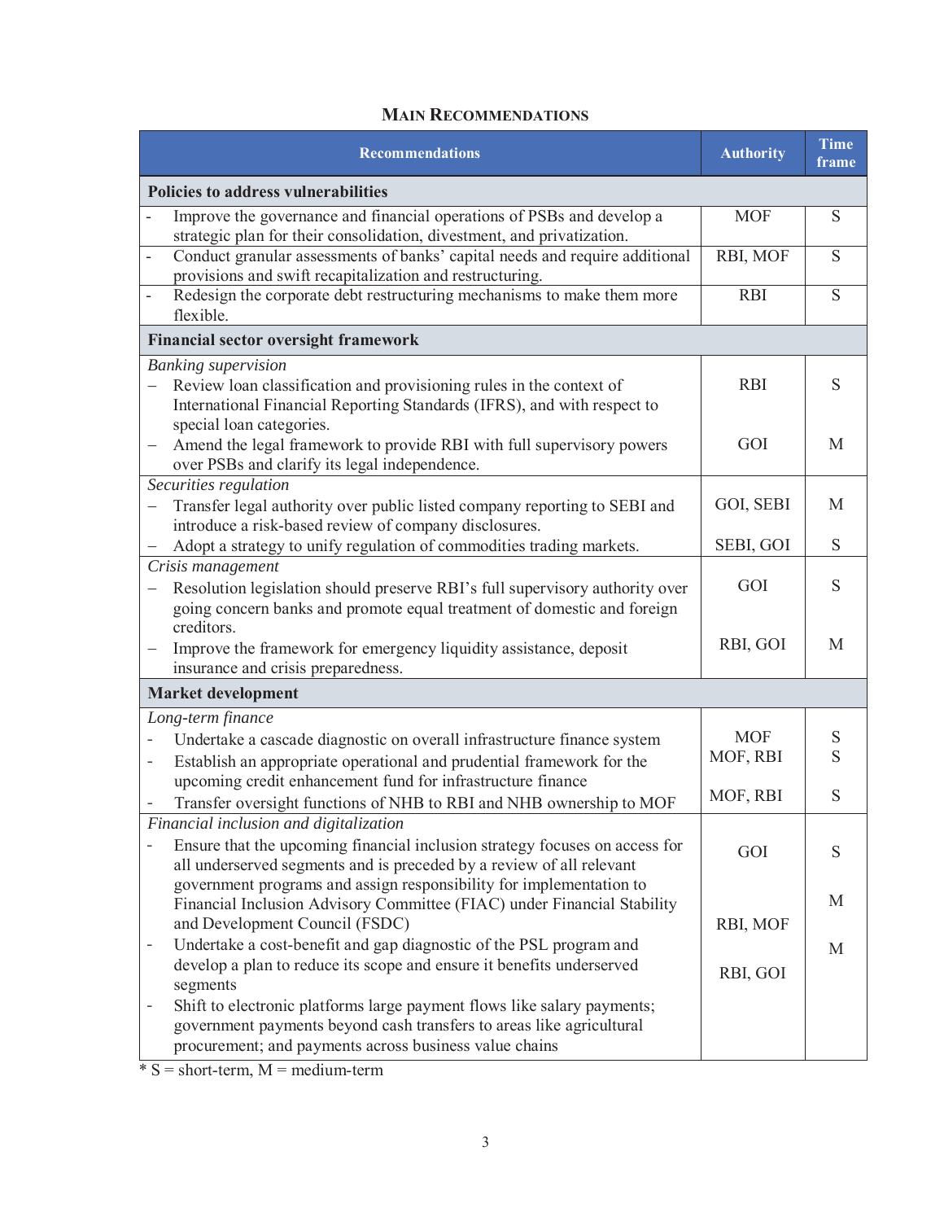## Main Recommendations

| Recommendations | Authority | Time frame |
|---|---|---|
| **Policies to address vulnerabilities** | | |
| - Improve the governance and financial operations of PSBs and develop a strategic plan for their consolidation, divestment, and privatization. | MOF | S |
| - Conduct granular assessments of banks' capital needs and require additional provisions and swift recapitalization and restructuring. | RBI, MOF | S |
| - Redesign the corporate debt restructuring mechanisms to make them more flexible. | RBI | S |
| **Financial sector oversight framework** | | |
| *Banking supervision* | | |
| – Review loan classification and provisioning rules in the context of International Financial Reporting Standards (IFRS), and with respect to special loan categories. | RBI | S |
| – Amend the legal framework to provide RBI with full supervisory powers over PSBs and clarify its legal independence. | GOI | M |
| *Securities regulation* | | |
| – Transfer legal authority over public listed company reporting to SEBI and introduce a risk-based review of company disclosures. | GOI, SEBI | M |
| – Adopt a strategy to unify regulation of commodities trading markets. | SEBI, GOI | S |
| *Crisis management* | | |
| – Resolution legislation should preserve RBI's full supervisory authority over going concern banks and promote equal treatment of domestic and foreign creditors. | GOI | S |
| – Improve the framework for emergency liquidity assistance, deposit insurance and crisis preparedness. | RBI, GOI | M |
| **Market development** | | |
| *Long-term finance* | | |
| - Undertake a cascade diagnostic on overall infrastructure finance system | MOF | S |
| - Establish an appropriate operational and prudential framework for the upcoming credit enhancement fund for infrastructure finance | MOF, RBI | S |
| - Transfer oversight functions of NHB to RBI and NHB ownership to MOF | MOF, RBI | S |
| *Financial inclusion and digitalization* | | |
| - Ensure that the upcoming financial inclusion strategy focuses on access for all underserved segments and is preceded by a review of all relevant government programs and assign responsibility for implementation to Financial Inclusion Advisory Committee (FIAC) under Financial Stability and Development Council (FSDC) | GOI | S |
| - Undertake a cost-benefit and gap diagnostic of the PSL program and develop a plan to reduce its scope and ensure it benefits underserved segments | RBI, MOF | M |
| - Shift to electronic platforms large payment flows like salary payments; government payments beyond cash transfers to areas like agricultural procurement; and payments across business value chains | RBI, GOI | M |

* S = short-term, M = medium-term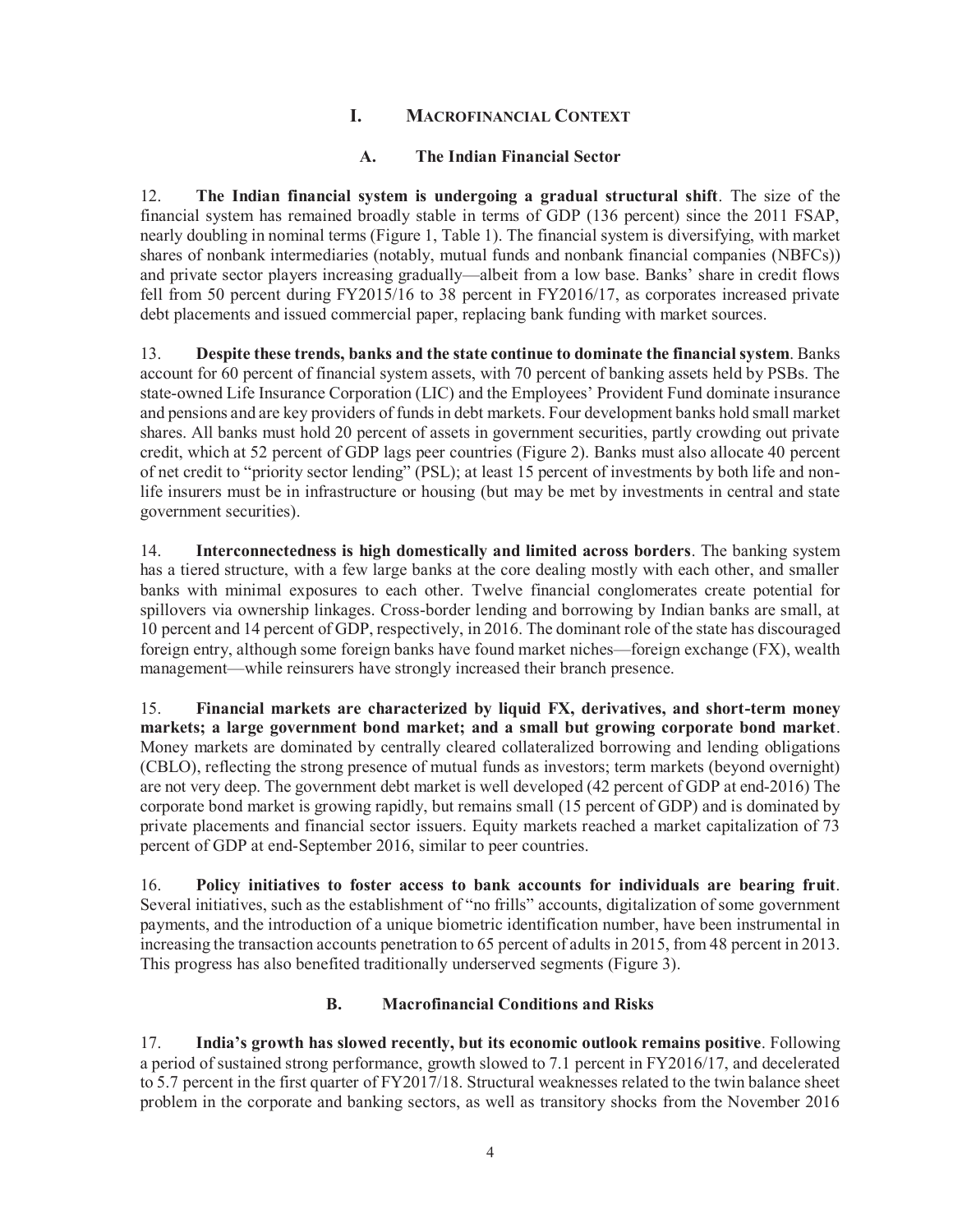# I. MACROFINANCIAL CONTEXT

## A. The Indian Financial Sector

12. **The Indian financial system is undergoing a gradual structural shift**. The size of the financial system has remained broadly stable in terms of GDP (136 percent) since the 2011 FSAP, nearly doubling in nominal terms (Figure 1, Table 1). The financial system is diversifying, with market shares of nonbank intermediaries (notably, mutual funds and nonbank financial companies (NBFCs)) and private sector players increasing gradually—albeit from a low base. Banks' share in credit flows fell from 50 percent during FY2015/16 to 38 percent in FY2016/17, as corporates increased private debt placements and issued commercial paper, replacing bank funding with market sources.

13. **Despite these trends, banks and the state continue to dominate the financial system**. Banks account for 60 percent of financial system assets, with 70 percent of banking assets held by PSBs. The state-owned Life Insurance Corporation (LIC) and the Employees' Provident Fund dominate insurance and pensions and are key providers of funds in debt markets. Four development banks hold small market shares. All banks must hold 20 percent of assets in government securities, partly crowding out private credit, which at 52 percent of GDP lags peer countries (Figure 2). Banks must also allocate 40 percent of net credit to "priority sector lending" (PSL); at least 15 percent of investments by both life and non-life insurers must be in infrastructure or housing (but may be met by investments in central and state government securities).

14. **Interconnectedness is high domestically and limited across borders**. The banking system has a tiered structure, with a few large banks at the core dealing mostly with each other, and smaller banks with minimal exposures to each other. Twelve financial conglomerates create potential for spillovers via ownership linkages. Cross-border lending and borrowing by Indian banks are small, at 10 percent and 14 percent of GDP, respectively, in 2016. The dominant role of the state has discouraged foreign entry, although some foreign banks have found market niches—foreign exchange (FX), wealth management—while reinsurers have strongly increased their branch presence.

15. **Financial markets are characterized by liquid FX, derivatives, and short-term money markets; a large government bond market; and a small but growing corporate bond market**. Money markets are dominated by centrally cleared collateralized borrowing and lending obligations (CBLO), reflecting the strong presence of mutual funds as investors; term markets (beyond overnight) are not very deep. The government debt market is well developed (42 percent of GDP at end-2016) The corporate bond market is growing rapidly, but remains small (15 percent of GDP) and is dominated by private placements and financial sector issuers. Equity markets reached a market capitalization of 73 percent of GDP at end-September 2016, similar to peer countries.

16. **Policy initiatives to foster access to bank accounts for individuals are bearing fruit**. Several initiatives, such as the establishment of "no frills" accounts, digitalization of some government payments, and the introduction of a unique biometric identification number, have been instrumental in increasing the transaction accounts penetration to 65 percent of adults in 2015, from 48 percent in 2013. This progress has also benefited traditionally underserved segments (Figure 3).

## B. Macrofinancial Conditions and Risks

17. **India's growth has slowed recently, but its economic outlook remains positive**. Following a period of sustained strong performance, growth slowed to 7.1 percent in FY2016/17, and decelerated to 5.7 percent in the first quarter of FY2017/18. Structural weaknesses related to the twin balance sheet problem in the corporate and banking sectors, as well as transitory shocks from the November 2016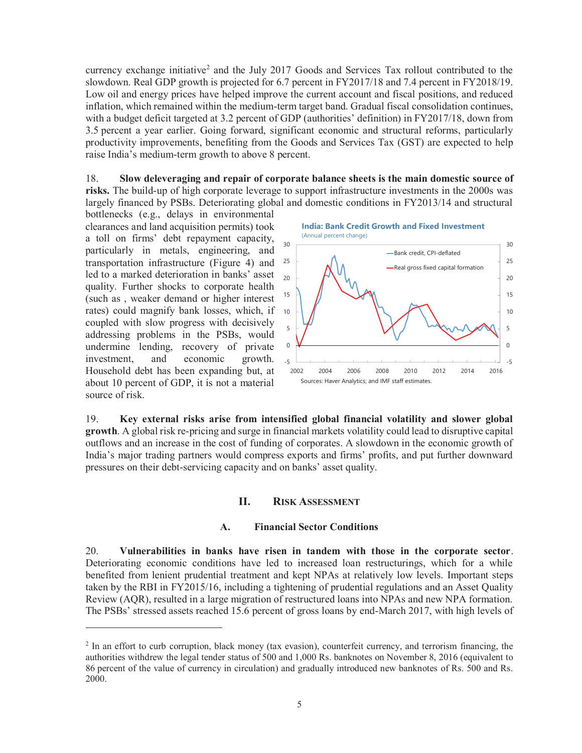currency exchange initiative[2] and the July 2017 Goods and Services Tax rollout contributed to the slowdown. Real GDP growth is projected for 6.7 percent in FY2017/18 and 7.4 percent in FY2018/19. Low oil and energy prices have helped improve the current account and fiscal positions, and reduced inflation, which remained within the medium-term target band. Gradual fiscal consolidation continues, with a budget deficit targeted at 3.2 percent of GDP (authorities' definition) in FY2017/18, down from 3.5 percent a year earlier. Going forward, significant economic and structural reforms, particularly productivity improvements, benefiting from the Goods and Services Tax (GST) are expected to help raise India's medium-term growth to above 8 percent.

18. **Slow deleveraging and repair of corporate balance sheets is the main domestic source of risks.** The build-up of high corporate leverage to support infrastructure investments in the 2000s was largely financed by PSBs. Deteriorating global and domestic conditions in FY2013/14 and structural bottlenecks (e.g., delays in environmental clearances and land acquisition permits) took a toll on firms' debt repayment capacity, particularly in metals, engineering, and transportation infrastructure (Figure 4) and led to a marked deterioration in banks' asset quality. Further shocks to corporate health (such as , weaker demand or higher interest rates) could magnify bank losses, which, if coupled with slow progress with decisively addressing problems in the PSBs, would undermine lending, recovery of private investment, and economic growth. Household debt has been expanding but, at about 10 percent of GDP, it is not a material source of risk.

**India: Bank Credit Growth and Fixed Investment**
(Annual percent change)

Legend: Bank credit, CPI-deflated; Real gross fixed capital formation

Sources: Haver Analytics; and IMF staff estimates.

19. **Key external risks arise from intensified global financial volatility and slower global growth**. A global risk re-pricing and surge in financial markets volatility could lead to disruptive capital outflows and an increase in the cost of funding of corporates. A slowdown in the economic growth of India's major trading partners would compress exports and firms' profits, and put further downward pressures on their debt-servicing capacity and on banks' asset quality.

## II. RISK ASSESSMENT

### A. Financial Sector Conditions

20. **Vulnerabilities in banks have risen in tandem with those in the corporate sector**. Deteriorating economic conditions have led to increased loan restructurings, which for a while benefited from lenient prudential treatment and kept NPAs at relatively low levels. Important steps taken by the RBI in FY2015/16, including a tightening of prudential regulations and an Asset Quality Review (AQR), resulted in a large migration of restructured loans into NPAs and new NPA formation. The PSBs' stressed assets reached 15.6 percent of gross loans by end-March 2017, with high levels of

[2] In an effort to curb corruption, black money (tax evasion), counterfeit currency, and terrorism financing, the authorities withdrew the legal tender status of 500 and 1,000 Rs. banknotes on November 8, 2016 (equivalent to 86 percent of the value of currency in circulation) and gradually introduced new banknotes of Rs. 500 and Rs. 2000.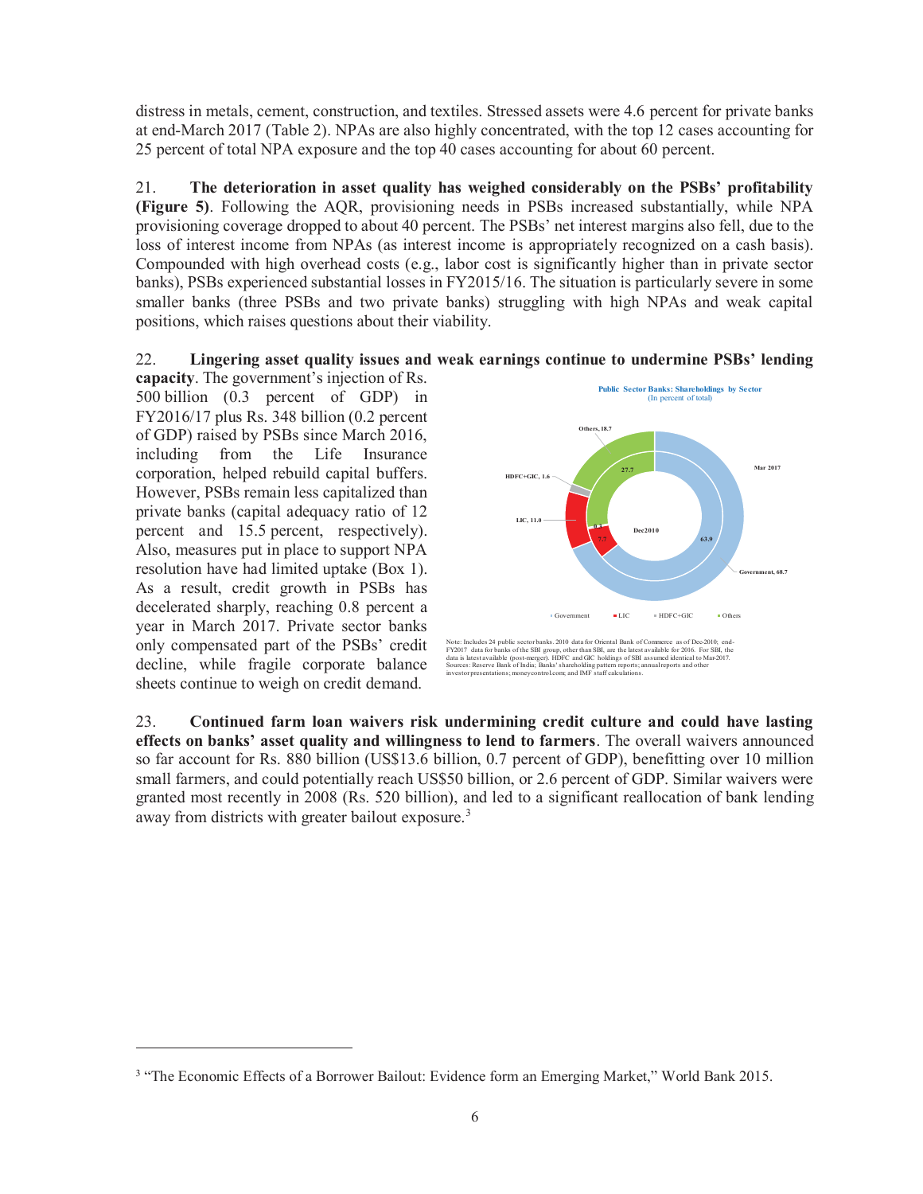distress in metals, cement, construction, and textiles. Stressed assets were 4.6 percent for private banks at end-March 2017 (Table 2). NPAs are also highly concentrated, with the top 12 cases accounting for 25 percent of total NPA exposure and the top 40 cases accounting for about 60 percent.

21. **The deterioration in asset quality has weighed considerably on the PSBs' profitability (Figure 5)**. Following the AQR, provisioning needs in PSBs increased substantially, while NPA provisioning coverage dropped to about 40 percent. The PSBs' net interest margins also fell, due to the loss of interest income from NPAs (as interest income is appropriately recognized on a cash basis). Compounded with high overhead costs (e.g., labor cost is significantly higher than in private sector banks), PSBs experienced substantial losses in FY2015/16. The situation is particularly severe in some smaller banks (three PSBs and two private banks) struggling with high NPAs and weak capital positions, which raises questions about their viability.

22. **Lingering asset quality issues and weak earnings continue to undermine PSBs' lending capacity**. The government's injection of Rs. 500 billion (0.3 percent of GDP) in FY2016/17 plus Rs. 348 billion (0.2 percent of GDP) raised by PSBs since March 2016, including from the Life Insurance corporation, helped rebuild capital buffers. However, PSBs remain less capitalized than private banks (capital adequacy ratio of 12 percent and 15.5 percent, respectively). Also, measures put in place to support NPA resolution have had limited uptake (Box 1). As a result, credit growth in PSBs has decelerated sharply, reaching 0.8 percent a year in March 2017. Private sector banks only compensated part of the PSBs' credit decline, while fragile corporate balance sheets continue to weigh on credit demand.

**Public Sector Banks: Shareholdings by Sector**
(In percent of total)

| Sector | Dec 2010 | Mar 2017 |
|---|---|---|
| Government | 63.9 | 68.7 |
| LIC | 7.7 | 11.0 |
| HDFC+GIC | 0.1 | 1.6 |
| Others | 27.7 | 18.7 |

Note: Includes 24 public sector banks. 2010 data for Oriental Bank of Commerce as of Dec-2010; end-FY2017 data for banks of the SBI group, other than SBI, are the latest available for 2016. For SBI, the data is latest available (post-merger). HDFC and GIC holdings of SBI assumed identical to Mar-2017. Sources: Reserve Bank of India; Banks' shareholding pattern reports; annual reports and other investor presentations; moneycontrol.com; and IMF staff calculations.

23. **Continued farm loan waivers risk undermining credit culture and could have lasting effects on banks' asset quality and willingness to lend to farmers**. The overall waivers announced so far account for Rs. 880 billion (US$13.6 billion, 0.7 percent of GDP), benefitting over 10 million small farmers, and could potentially reach US$50 billion, or 2.6 percent of GDP. Similar waivers were granted most recently in 2008 (Rs. 520 billion), and led to a significant reallocation of bank lending away from districts with greater bailout exposure.[3]

[3] "The Economic Effects of a Borrower Bailout: Evidence form an Emerging Market," World Bank 2015.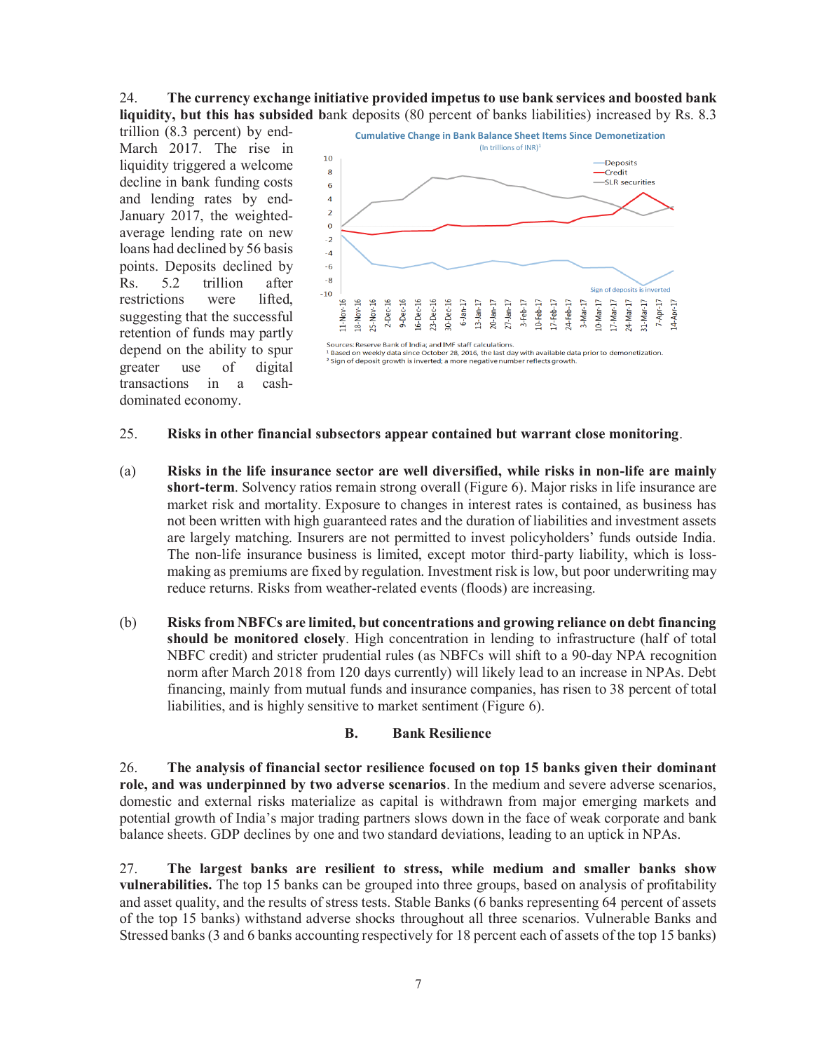24. **The currency exchange initiative provided impetus to use bank services and boosted bank liquidity, but this has subsided b**ank deposits (80 percent of banks liabilities) increased by Rs. 8.3 trillion (8.3 percent) by end-March 2017. The rise in liquidity triggered a welcome decline in bank funding costs and lending rates by end-January 2017, the weighted-average lending rate on new loans had declined by 56 basis points. Deposits declined by Rs. 5.2 trillion after restrictions were lifted, suggesting that the successful retention of funds may partly depend on the ability to spur greater use of digital transactions in a cash-dominated economy.

**Cumulative Change in Bank Balance Sheet Items Since Demonetization**

(In trillions of INR)[1]

Sources: Reserve Bank of India; and IMF staff calculations.

[1] Based on weekly data since October 28, 2016, the last day with available data prior to demonetization.

[2] Sign of deposit growth is inverted; a more negative number reflects growth.

25. **Risks in other financial subsectors appear contained but warrant close monitoring**.

(a) **Risks in the life insurance sector are well diversified, while risks in non-life are mainly short-term**. Solvency ratios remain strong overall (Figure 6). Major risks in life insurance are market risk and mortality. Exposure to changes in interest rates is contained, as business has not been written with high guaranteed rates and the duration of liabilities and investment assets are largely matching. Insurers are not permitted to invest policyholders' funds outside India. The non-life insurance business is limited, except motor third-party liability, which is loss-making as premiums are fixed by regulation. Investment risk is low, but poor underwriting may reduce returns. Risks from weather-related events (floods) are increasing.

(b) **Risks from NBFCs are limited, but concentrations and growing reliance on debt financing should be monitored closely**. High concentration in lending to infrastructure (half of total NBFC credit) and stricter prudential rules (as NBFCs will shift to a 90-day NPA recognition norm after March 2018 from 120 days currently) will likely lead to an increase in NPAs. Debt financing, mainly from mutual funds and insurance companies, has risen to 38 percent of total liabilities, and is highly sensitive to market sentiment (Figure 6).

## B. Bank Resilience

26. **The analysis of financial sector resilience focused on top 15 banks given their dominant role, and was underpinned by two adverse scenarios**. In the medium and severe adverse scenarios, domestic and external risks materialize as capital is withdrawn from major emerging markets and potential growth of India's major trading partners slows down in the face of weak corporate and bank balance sheets. GDP declines by one and two standard deviations, leading to an uptick in NPAs.

27. **The largest banks are resilient to stress, while medium and smaller banks show vulnerabilities.** The top 15 banks can be grouped into three groups, based on analysis of profitability and asset quality, and the results of stress tests. Stable Banks (6 banks representing 64 percent of assets of the top 15 banks) withstand adverse shocks throughout all three scenarios. Vulnerable Banks and Stressed banks (3 and 6 banks accounting respectively for 18 percent each of assets of the top 15 banks)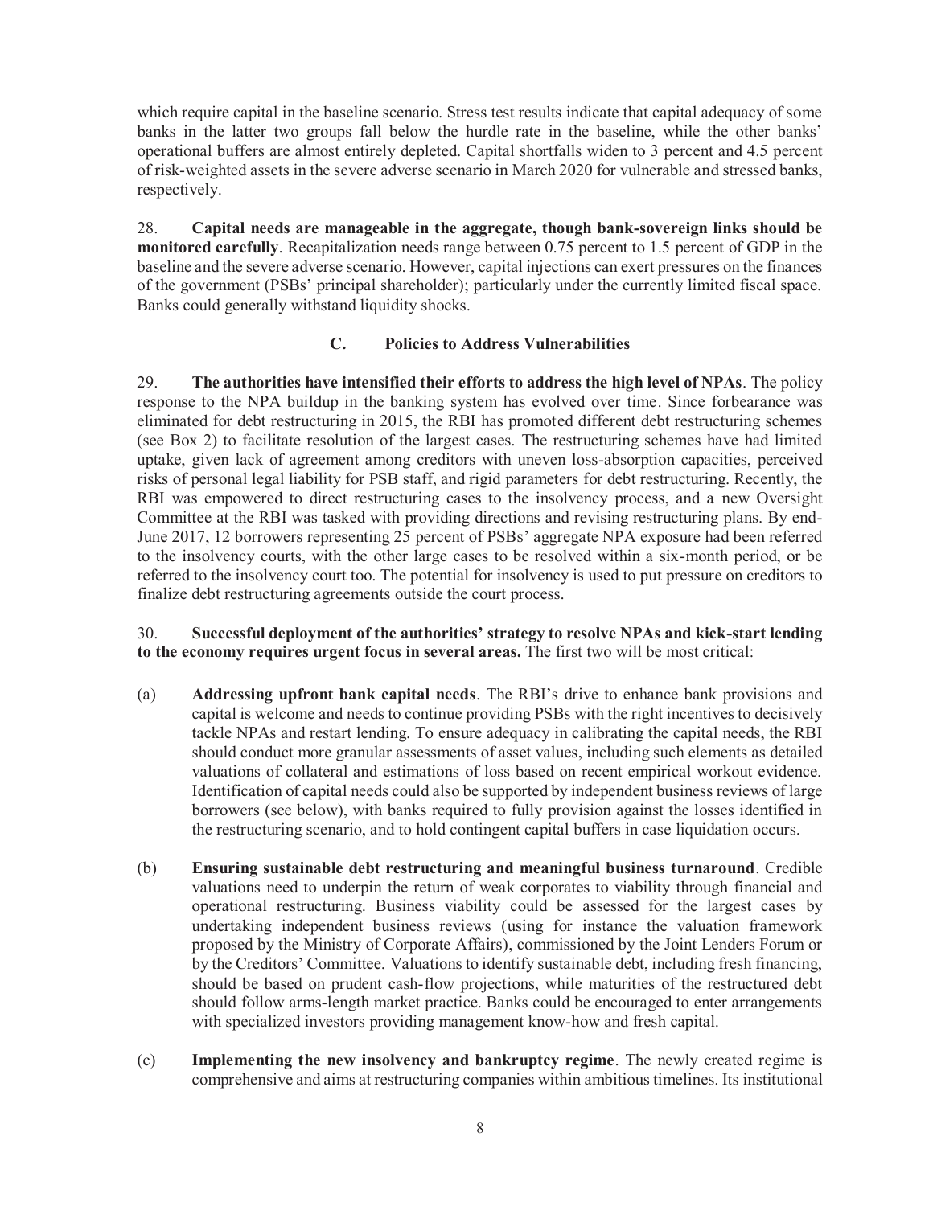which require capital in the baseline scenario. Stress test results indicate that capital adequacy of some banks in the latter two groups fall below the hurdle rate in the baseline, while the other banks' operational buffers are almost entirely depleted. Capital shortfalls widen to 3 percent and 4.5 percent of risk-weighted assets in the severe adverse scenario in March 2020 for vulnerable and stressed banks, respectively.

28. **Capital needs are manageable in the aggregate, though bank-sovereign links should be monitored carefully**. Recapitalization needs range between 0.75 percent to 1.5 percent of GDP in the baseline and the severe adverse scenario. However, capital injections can exert pressures on the finances of the government (PSBs' principal shareholder); particularly under the currently limited fiscal space. Banks could generally withstand liquidity shocks.

### C. Policies to Address Vulnerabilities

29. **The authorities have intensified their efforts to address the high level of NPAs**. The policy response to the NPA buildup in the banking system has evolved over time. Since forbearance was eliminated for debt restructuring in 2015, the RBI has promoted different debt restructuring schemes (see Box 2) to facilitate resolution of the largest cases. The restructuring schemes have had limited uptake, given lack of agreement among creditors with uneven loss-absorption capacities, perceived risks of personal legal liability for PSB staff, and rigid parameters for debt restructuring. Recently, the RBI was empowered to direct restructuring cases to the insolvency process, and a new Oversight Committee at the RBI was tasked with providing directions and revising restructuring plans. By end-June 2017, 12 borrowers representing 25 percent of PSBs' aggregate NPA exposure had been referred to the insolvency courts, with the other large cases to be resolved within a six-month period, or be referred to the insolvency court too. The potential for insolvency is used to put pressure on creditors to finalize debt restructuring agreements outside the court process.

30. **Successful deployment of the authorities' strategy to resolve NPAs and kick-start lending to the economy requires urgent focus in several areas.** The first two will be most critical:

(a) **Addressing upfront bank capital needs**. The RBI's drive to enhance bank provisions and capital is welcome and needs to continue providing PSBs with the right incentives to decisively tackle NPAs and restart lending. To ensure adequacy in calibrating the capital needs, the RBI should conduct more granular assessments of asset values, including such elements as detailed valuations of collateral and estimations of loss based on recent empirical workout evidence. Identification of capital needs could also be supported by independent business reviews of large borrowers (see below), with banks required to fully provision against the losses identified in the restructuring scenario, and to hold contingent capital buffers in case liquidation occurs.

(b) **Ensuring sustainable debt restructuring and meaningful business turnaround**. Credible valuations need to underpin the return of weak corporates to viability through financial and operational restructuring. Business viability could be assessed for the largest cases by undertaking independent business reviews (using for instance the valuation framework proposed by the Ministry of Corporate Affairs), commissioned by the Joint Lenders Forum or by the Creditors' Committee. Valuations to identify sustainable debt, including fresh financing, should be based on prudent cash-flow projections, while maturities of the restructured debt should follow arms-length market practice. Banks could be encouraged to enter arrangements with specialized investors providing management know-how and fresh capital.

(c) **Implementing the new insolvency and bankruptcy regime**. The newly created regime is comprehensive and aims at restructuring companies within ambitious timelines. Its institutional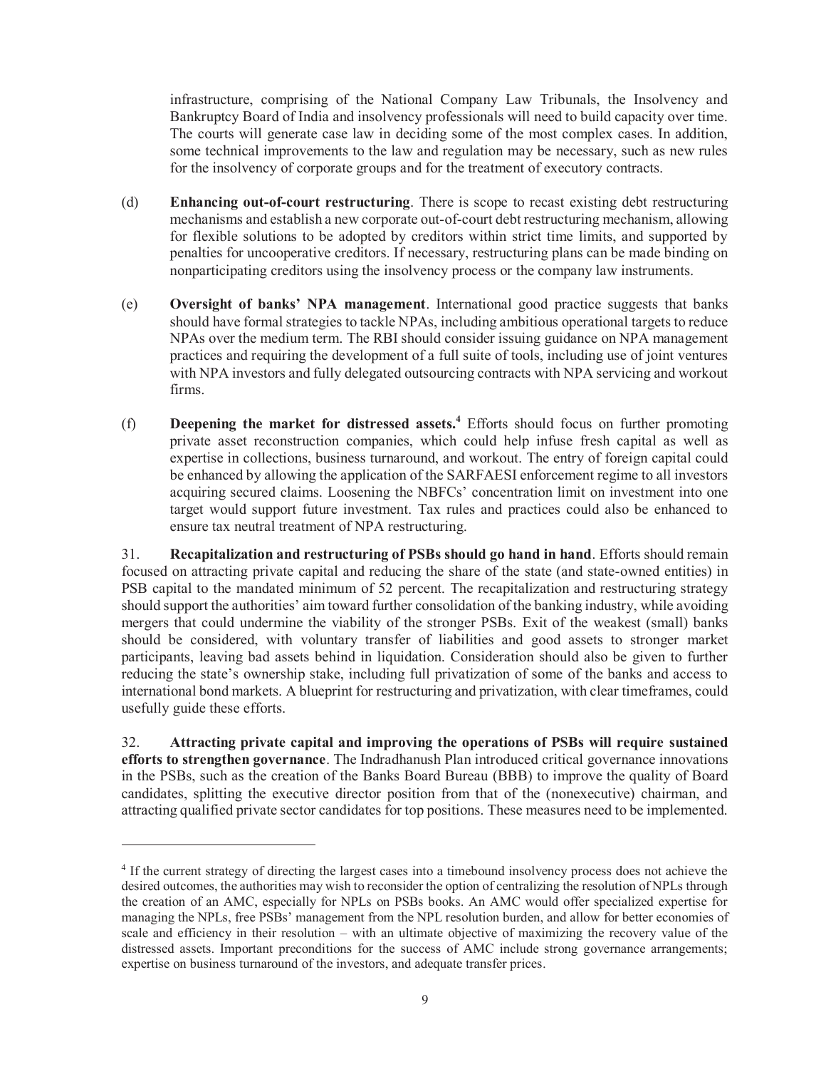infrastructure, comprising of the National Company Law Tribunals, the Insolvency and Bankruptcy Board of India and insolvency professionals will need to build capacity over time. The courts will generate case law in deciding some of the most complex cases. In addition, some technical improvements to the law and regulation may be necessary, such as new rules for the insolvency of corporate groups and for the treatment of executory contracts.

(d) **Enhancing out-of-court restructuring**. There is scope to recast existing debt restructuring mechanisms and establish a new corporate out-of-court debt restructuring mechanism, allowing for flexible solutions to be adopted by creditors within strict time limits, and supported by penalties for uncooperative creditors. If necessary, restructuring plans can be made binding on nonparticipating creditors using the insolvency process or the company law instruments.

(e) **Oversight of banks' NPA management**. International good practice suggests that banks should have formal strategies to tackle NPAs, including ambitious operational targets to reduce NPAs over the medium term. The RBI should consider issuing guidance on NPA management practices and requiring the development of a full suite of tools, including use of joint ventures with NPA investors and fully delegated outsourcing contracts with NPA servicing and workout firms.

(f) **Deepening the market for distressed assets.**[4] Efforts should focus on further promoting private asset reconstruction companies, which could help infuse fresh capital as well as expertise in collections, business turnaround, and workout. The entry of foreign capital could be enhanced by allowing the application of the SARFAESI enforcement regime to all investors acquiring secured claims. Loosening the NBFCs' concentration limit on investment into one target would support future investment. Tax rules and practices could also be enhanced to ensure tax neutral treatment of NPA restructuring.

31. **Recapitalization and restructuring of PSBs should go hand in hand**. Efforts should remain focused on attracting private capital and reducing the share of the state (and state-owned entities) in PSB capital to the mandated minimum of 52 percent. The recapitalization and restructuring strategy should support the authorities' aim toward further consolidation of the banking industry, while avoiding mergers that could undermine the viability of the stronger PSBs. Exit of the weakest (small) banks should be considered, with voluntary transfer of liabilities and good assets to stronger market participants, leaving bad assets behind in liquidation. Consideration should also be given to further reducing the state's ownership stake, including full privatization of some of the banks and access to international bond markets. A blueprint for restructuring and privatization, with clear timeframes, could usefully guide these efforts.

32. **Attracting private capital and improving the operations of PSBs will require sustained efforts to strengthen governance**. The Indradhanush Plan introduced critical governance innovations in the PSBs, such as the creation of the Banks Board Bureau (BBB) to improve the quality of Board candidates, splitting the executive director position from that of the (nonexecutive) chairman, and attracting qualified private sector candidates for top positions. These measures need to be implemented.

---

[4] If the current strategy of directing the largest cases into a timebound insolvency process does not achieve the desired outcomes, the authorities may wish to reconsider the option of centralizing the resolution of NPLs through the creation of an AMC, especially for NPLs on PSBs books. An AMC would offer specialized expertise for managing the NPLs, free PSBs' management from the NPL resolution burden, and allow for better economies of scale and efficiency in their resolution – with an ultimate objective of maximizing the recovery value of the distressed assets. Important preconditions for the success of AMC include strong governance arrangements; expertise on business turnaround of the investors, and adequate transfer prices.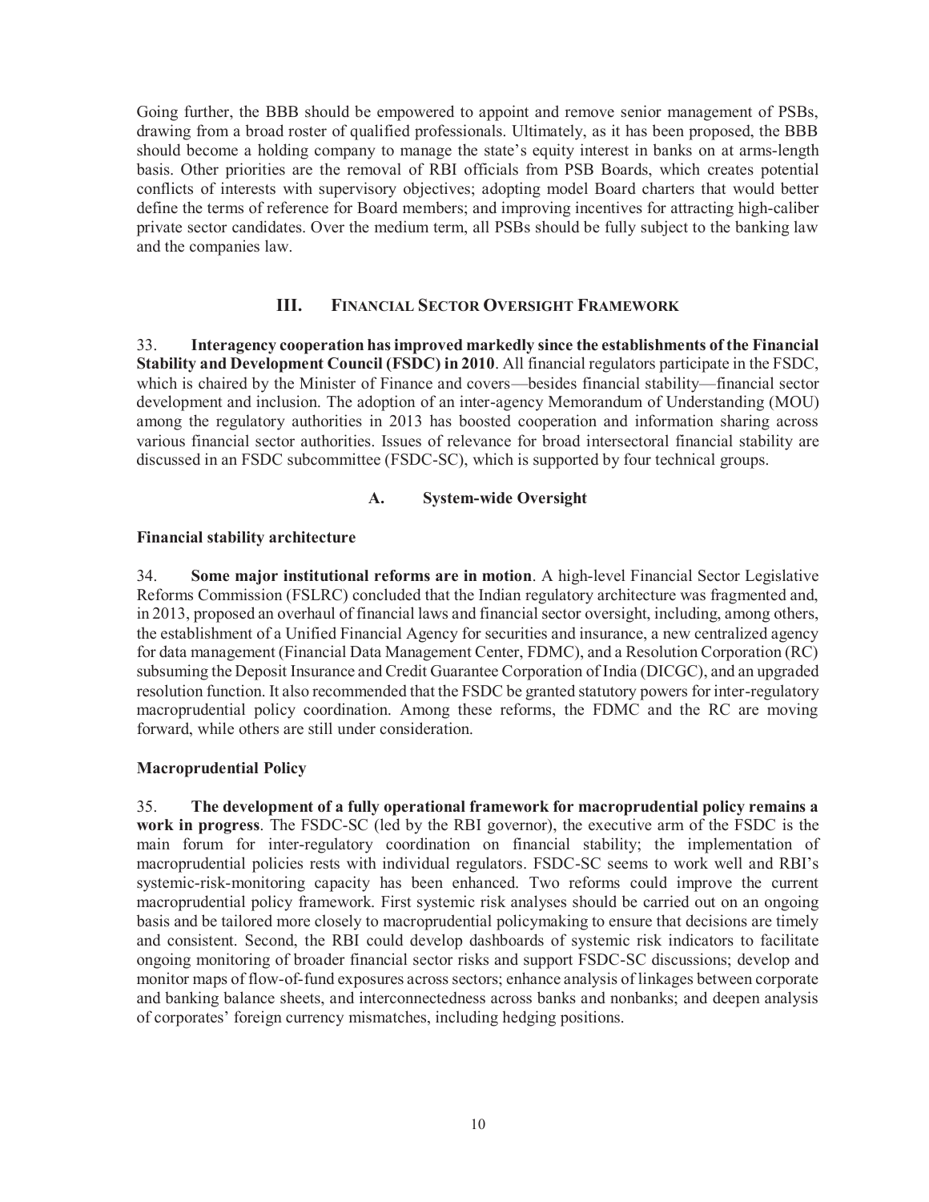Going further, the BBB should be empowered to appoint and remove senior management of PSBs, drawing from a broad roster of qualified professionals. Ultimately, as it has been proposed, the BBB should become a holding company to manage the state's equity interest in banks on at arms-length basis. Other priorities are the removal of RBI officials from PSB Boards, which creates potential conflicts of interests with supervisory objectives; adopting model Board charters that would better define the terms of reference for Board members; and improving incentives for attracting high-caliber private sector candidates. Over the medium term, all PSBs should be fully subject to the banking law and the companies law.

## III. Financial Sector Oversight Framework

33. **Interagency cooperation has improved markedly since the establishments of the Financial Stability and Development Council (FSDC) in 2010**. All financial regulators participate in the FSDC, which is chaired by the Minister of Finance and covers—besides financial stability—financial sector development and inclusion. The adoption of an inter-agency Memorandum of Understanding (MOU) among the regulatory authorities in 2013 has boosted cooperation and information sharing across various financial sector authorities. Issues of relevance for broad intersectoral financial stability are discussed in an FSDC subcommittee (FSDC-SC), which is supported by four technical groups.

### A. System-wide Oversight

**Financial stability architecture**

34. **Some major institutional reforms are in motion**. A high-level Financial Sector Legislative Reforms Commission (FSLRC) concluded that the Indian regulatory architecture was fragmented and, in 2013, proposed an overhaul of financial laws and financial sector oversight, including, among others, the establishment of a Unified Financial Agency for securities and insurance, a new centralized agency for data management (Financial Data Management Center, FDMC), and a Resolution Corporation (RC) subsuming the Deposit Insurance and Credit Guarantee Corporation of India (DICGC), and an upgraded resolution function. It also recommended that the FSDC be granted statutory powers for inter-regulatory macroprudential policy coordination. Among these reforms, the FDMC and the RC are moving forward, while others are still under consideration.

**Macroprudential Policy**

35. **The development of a fully operational framework for macroprudential policy remains a work in progress**. The FSDC-SC (led by the RBI governor), the executive arm of the FSDC is the main forum for inter-regulatory coordination on financial stability; the implementation of macroprudential policies rests with individual regulators. FSDC-SC seems to work well and RBI's systemic-risk-monitoring capacity has been enhanced. Two reforms could improve the current macroprudential policy framework. First systemic risk analyses should be carried out on an ongoing basis and be tailored more closely to macroprudential policymaking to ensure that decisions are timely and consistent. Second, the RBI could develop dashboards of systemic risk indicators to facilitate ongoing monitoring of broader financial sector risks and support FSDC-SC discussions; develop and monitor maps of flow-of-fund exposures across sectors; enhance analysis of linkages between corporate and banking balance sheets, and interconnectedness across banks and nonbanks; and deepen analysis of corporates' foreign currency mismatches, including hedging positions.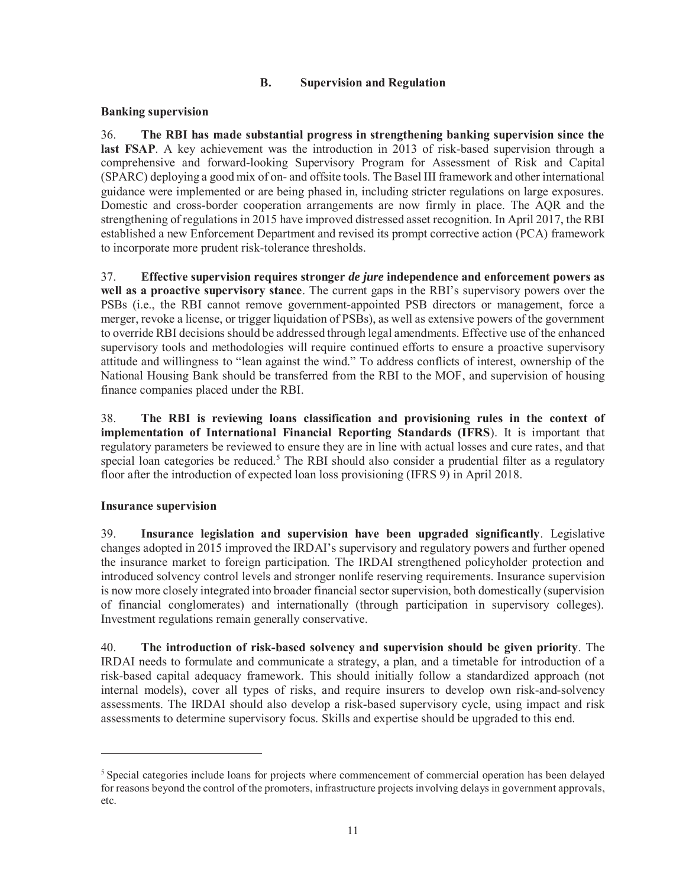## B. Supervision and Regulation

### Banking supervision

36. **The RBI has made substantial progress in strengthening banking supervision since the last FSAP**. A key achievement was the introduction in 2013 of risk-based supervision through a comprehensive and forward-looking Supervisory Program for Assessment of Risk and Capital (SPARC) deploying a good mix of on- and offsite tools. The Basel III framework and other international guidance were implemented or are being phased in, including stricter regulations on large exposures. Domestic and cross-border cooperation arrangements are now firmly in place. The AQR and the strengthening of regulations in 2015 have improved distressed asset recognition. In April 2017, the RBI established a new Enforcement Department and revised its prompt corrective action (PCA) framework to incorporate more prudent risk-tolerance thresholds.

37. **Effective supervision requires stronger *de jure* independence and enforcement powers as well as a proactive supervisory stance**. The current gaps in the RBI's supervisory powers over the PSBs (i.e., the RBI cannot remove government-appointed PSB directors or management, force a merger, revoke a license, or trigger liquidation of PSBs), as well as extensive powers of the government to override RBI decisions should be addressed through legal amendments. Effective use of the enhanced supervisory tools and methodologies will require continued efforts to ensure a proactive supervisory attitude and willingness to "lean against the wind." To address conflicts of interest, ownership of the National Housing Bank should be transferred from the RBI to the MOF, and supervision of housing finance companies placed under the RBI.

38. **The RBI is reviewing loans classification and provisioning rules in the context of implementation of International Financial Reporting Standards (IFRS)**. It is important that regulatory parameters be reviewed to ensure they are in line with actual losses and cure rates, and that special loan categories be reduced.[5] The RBI should also consider a prudential filter as a regulatory floor after the introduction of expected loan loss provisioning (IFRS 9) in April 2018.

### Insurance supervision

39. **Insurance legislation and supervision have been upgraded significantly**. Legislative changes adopted in 2015 improved the IRDAI's supervisory and regulatory powers and further opened the insurance market to foreign participation. The IRDAI strengthened policyholder protection and introduced solvency control levels and stronger nonlife reserving requirements. Insurance supervision is now more closely integrated into broader financial sector supervision, both domestically (supervision of financial conglomerates) and internationally (through participation in supervisory colleges). Investment regulations remain generally conservative.

40. **The introduction of risk-based solvency and supervision should be given priority**. The IRDAI needs to formulate and communicate a strategy, a plan, and a timetable for introduction of a risk-based capital adequacy framework. This should initially follow a standardized approach (not internal models), cover all types of risks, and require insurers to develop own risk-and-solvency assessments. The IRDAI should also develop a risk-based supervisory cycle, using impact and risk assessments to determine supervisory focus. Skills and expertise should be upgraded to this end.

---

[5] Special categories include loans for projects where commencement of commercial operation has been delayed for reasons beyond the control of the promoters, infrastructure projects involving delays in government approvals, etc.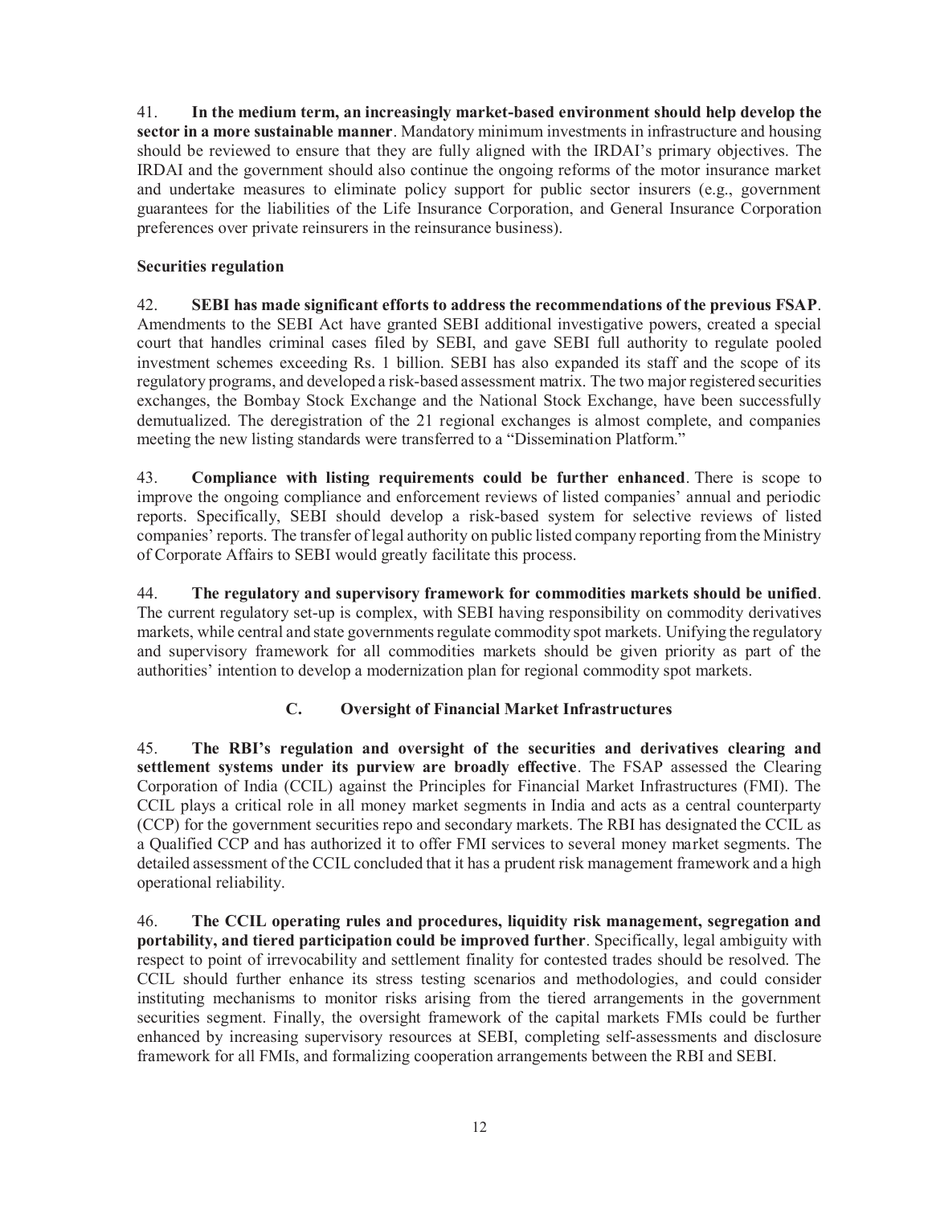41. **In the medium term, an increasingly market-based environment should help develop the sector in a more sustainable manner**. Mandatory minimum investments in infrastructure and housing should be reviewed to ensure that they are fully aligned with the IRDAI's primary objectives. The IRDAI and the government should also continue the ongoing reforms of the motor insurance market and undertake measures to eliminate policy support for public sector insurers (e.g., government guarantees for the liabilities of the Life Insurance Corporation, and General Insurance Corporation preferences over private reinsurers in the reinsurance business).

### Securities regulation

42. **SEBI has made significant efforts to address the recommendations of the previous FSAP**. Amendments to the SEBI Act have granted SEBI additional investigative powers, created a special court that handles criminal cases filed by SEBI, and gave SEBI full authority to regulate pooled investment schemes exceeding Rs. 1 billion. SEBI has also expanded its staff and the scope of its regulatory programs, and developed a risk-based assessment matrix. The two major registered securities exchanges, the Bombay Stock Exchange and the National Stock Exchange, have been successfully demutualized. The deregistration of the 21 regional exchanges is almost complete, and companies meeting the new listing standards were transferred to a "Dissemination Platform."

43. **Compliance with listing requirements could be further enhanced**. There is scope to improve the ongoing compliance and enforcement reviews of listed companies' annual and periodic reports. Specifically, SEBI should develop a risk-based system for selective reviews of listed companies' reports. The transfer of legal authority on public listed company reporting from the Ministry of Corporate Affairs to SEBI would greatly facilitate this process.

44. **The regulatory and supervisory framework for commodities markets should be unified**. The current regulatory set-up is complex, with SEBI having responsibility on commodity derivatives markets, while central and state governments regulate commodity spot markets. Unifying the regulatory and supervisory framework for all commodities markets should be given priority as part of the authorities' intention to develop a modernization plan for regional commodity spot markets.

## C. Oversight of Financial Market Infrastructures

45. **The RBI's regulation and oversight of the securities and derivatives clearing and settlement systems under its purview are broadly effective**. The FSAP assessed the Clearing Corporation of India (CCIL) against the Principles for Financial Market Infrastructures (FMI). The CCIL plays a critical role in all money market segments in India and acts as a central counterparty (CCP) for the government securities repo and secondary markets. The RBI has designated the CCIL as a Qualified CCP and has authorized it to offer FMI services to several money market segments. The detailed assessment of the CCIL concluded that it has a prudent risk management framework and a high operational reliability.

46. **The CCIL operating rules and procedures, liquidity risk management, segregation and portability, and tiered participation could be improved further**. Specifically, legal ambiguity with respect to point of irrevocability and settlement finality for contested trades should be resolved. The CCIL should further enhance its stress testing scenarios and methodologies, and could consider instituting mechanisms to monitor risks arising from the tiered arrangements in the government securities segment. Finally, the oversight framework of the capital markets FMIs could be further enhanced by increasing supervisory resources at SEBI, completing self-assessments and disclosure framework for all FMIs, and formalizing cooperation arrangements between the RBI and SEBI.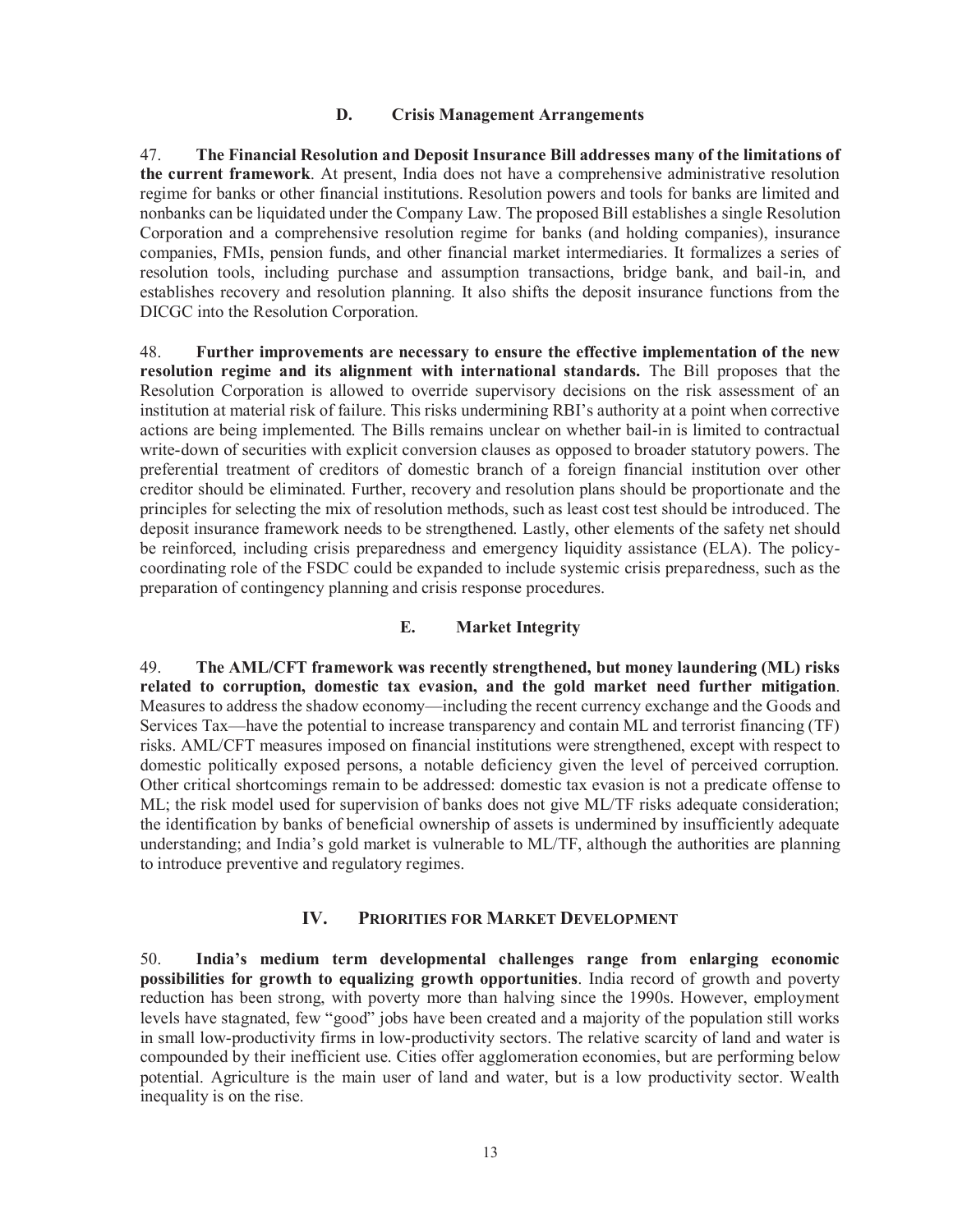### D. Crisis Management Arrangements

47. **The Financial Resolution and Deposit Insurance Bill addresses many of the limitations of the current framework**. At present, India does not have a comprehensive administrative resolution regime for banks or other financial institutions. Resolution powers and tools for banks are limited and nonbanks can be liquidated under the Company Law. The proposed Bill establishes a single Resolution Corporation and a comprehensive resolution regime for banks (and holding companies), insurance companies, FMIs, pension funds, and other financial market intermediaries. It formalizes a series of resolution tools, including purchase and assumption transactions, bridge bank, and bail-in, and establishes recovery and resolution planning. It also shifts the deposit insurance functions from the DICGC into the Resolution Corporation.

48. **Further improvements are necessary to ensure the effective implementation of the new resolution regime and its alignment with international standards.** The Bill proposes that the Resolution Corporation is allowed to override supervisory decisions on the risk assessment of an institution at material risk of failure. This risks undermining RBI's authority at a point when corrective actions are being implemented. The Bills remains unclear on whether bail-in is limited to contractual write-down of securities with explicit conversion clauses as opposed to broader statutory powers. The preferential treatment of creditors of domestic branch of a foreign financial institution over other creditor should be eliminated. Further, recovery and resolution plans should be proportionate and the principles for selecting the mix of resolution methods, such as least cost test should be introduced. The deposit insurance framework needs to be strengthened. Lastly, other elements of the safety net should be reinforced, including crisis preparedness and emergency liquidity assistance (ELA). The policy-coordinating role of the FSDC could be expanded to include systemic crisis preparedness, such as the preparation of contingency planning and crisis response procedures.

### E. Market Integrity

49. **The AML/CFT framework was recently strengthened, but money laundering (ML) risks related to corruption, domestic tax evasion, and the gold market need further mitigation**. Measures to address the shadow economy—including the recent currency exchange and the Goods and Services Tax—have the potential to increase transparency and contain ML and terrorist financing (TF) risks. AML/CFT measures imposed on financial institutions were strengthened, except with respect to domestic politically exposed persons, a notable deficiency given the level of perceived corruption. Other critical shortcomings remain to be addressed: domestic tax evasion is not a predicate offense to ML; the risk model used for supervision of banks does not give ML/TF risks adequate consideration; the identification by banks of beneficial ownership of assets is undermined by insufficiently adequate understanding; and India's gold market is vulnerable to ML/TF, although the authorities are planning to introduce preventive and regulatory regimes.

## IV. Priorities for Market Development

50. **India's medium term developmental challenges range from enlarging economic possibilities for growth to equalizing growth opportunities**. India record of growth and poverty reduction has been strong, with poverty more than halving since the 1990s. However, employment levels have stagnated, few "good" jobs have been created and a majority of the population still works in small low-productivity firms in low-productivity sectors. The relative scarcity of land and water is compounded by their inefficient use. Cities offer agglomeration economies, but are performing below potential. Agriculture is the main user of land and water, but is a low productivity sector. Wealth inequality is on the rise.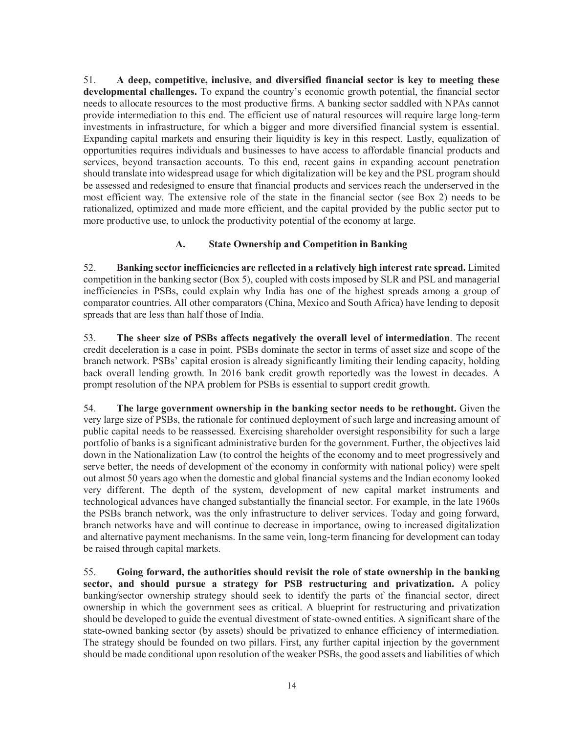51. **A deep, competitive, inclusive, and diversified financial sector is key to meeting these developmental challenges.** To expand the country's economic growth potential, the financial sector needs to allocate resources to the most productive firms. A banking sector saddled with NPAs cannot provide intermediation to this end. The efficient use of natural resources will require large long-term investments in infrastructure, for which a bigger and more diversified financial system is essential. Expanding capital markets and ensuring their liquidity is key in this respect. Lastly, equalization of opportunities requires individuals and businesses to have access to affordable financial products and services, beyond transaction accounts. To this end, recent gains in expanding account penetration should translate into widespread usage for which digitalization will be key and the PSL program should be assessed and redesigned to ensure that financial products and services reach the underserved in the most efficient way. The extensive role of the state in the financial sector (see Box 2) needs to be rationalized, optimized and made more efficient, and the capital provided by the public sector put to more productive use, to unlock the productivity potential of the economy at large.

### A. State Ownership and Competition in Banking

52. **Banking sector inefficiencies are reflected in a relatively high interest rate spread.** Limited competition in the banking sector (Box 5), coupled with costs imposed by SLR and PSL and managerial inefficiencies in PSBs, could explain why India has one of the highest spreads among a group of comparator countries. All other comparators (China, Mexico and South Africa) have lending to deposit spreads that are less than half those of India.

53. **The sheer size of PSBs affects negatively the overall level of intermediation**. The recent credit deceleration is a case in point. PSBs dominate the sector in terms of asset size and scope of the branch network. PSBs' capital erosion is already significantly limiting their lending capacity, holding back overall lending growth. In 2016 bank credit growth reportedly was the lowest in decades. A prompt resolution of the NPA problem for PSBs is essential to support credit growth.

54. **The large government ownership in the banking sector needs to be rethought.** Given the very large size of PSBs, the rationale for continued deployment of such large and increasing amount of public capital needs to be reassessed. Exercising shareholder oversight responsibility for such a large portfolio of banks is a significant administrative burden for the government. Further, the objectives laid down in the Nationalization Law (to control the heights of the economy and to meet progressively and serve better, the needs of development of the economy in conformity with national policy) were spelt out almost 50 years ago when the domestic and global financial systems and the Indian economy looked very different. The depth of the system, development of new capital market instruments and technological advances have changed substantially the financial sector. For example, in the late 1960s the PSBs branch network, was the only infrastructure to deliver services. Today and going forward, branch networks have and will continue to decrease in importance, owing to increased digitalization and alternative payment mechanisms. In the same vein, long-term financing for development can today be raised through capital markets.

55. **Going forward, the authorities should revisit the role of state ownership in the banking sector, and should pursue a strategy for PSB restructuring and privatization.** A policy banking/sector ownership strategy should seek to identify the parts of the financial sector, direct ownership in which the government sees as critical. A blueprint for restructuring and privatization should be developed to guide the eventual divestment of state-owned entities. A significant share of the state-owned banking sector (by assets) should be privatized to enhance efficiency of intermediation. The strategy should be founded on two pillars. First, any further capital injection by the government should be made conditional upon resolution of the weaker PSBs, the good assets and liabilities of which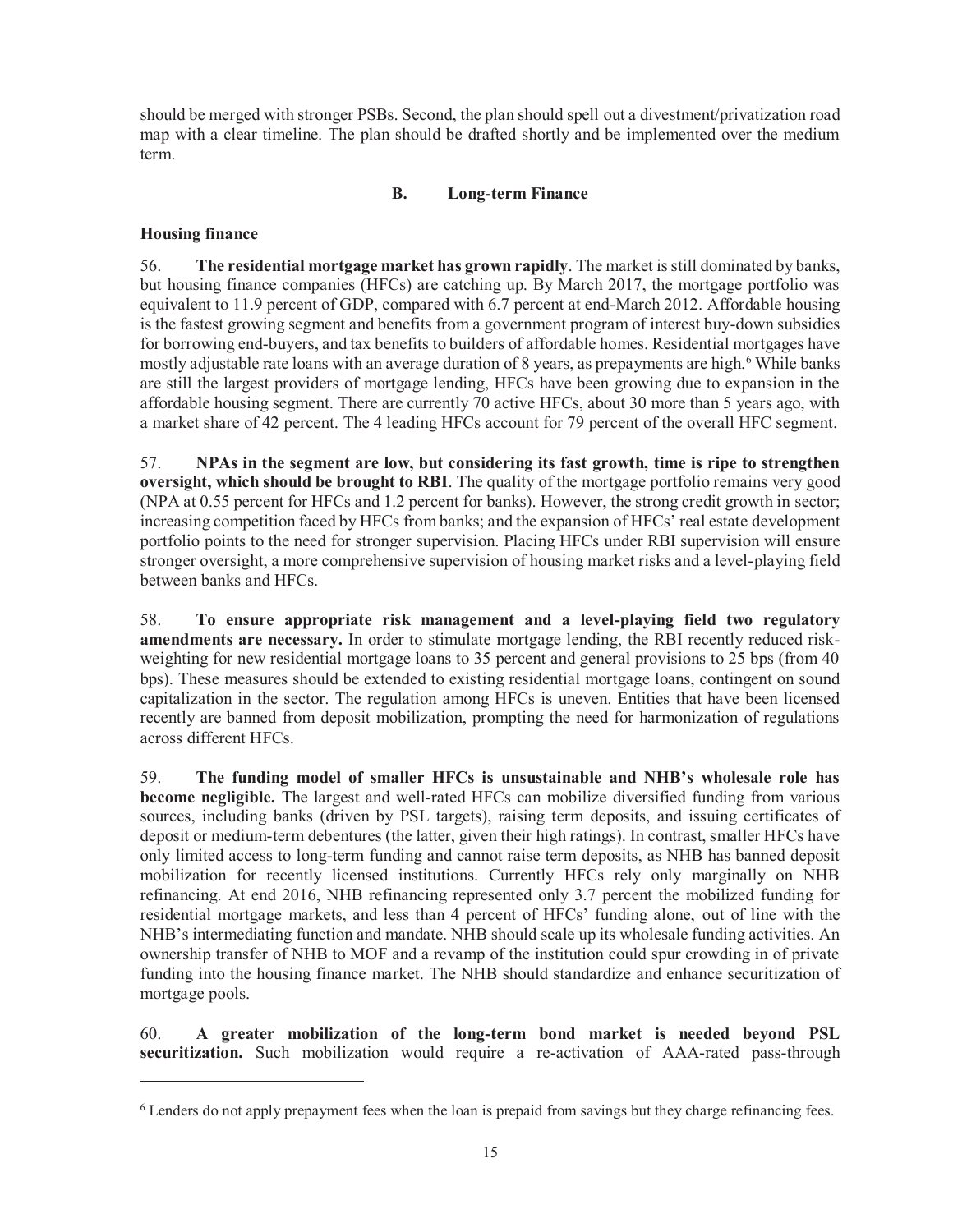should be merged with stronger PSBs. Second, the plan should spell out a divestment/privatization road map with a clear timeline. The plan should be drafted shortly and be implemented over the medium term.

## B. Long-term Finance

### Housing finance

56. **The residential mortgage market has grown rapidly**. The market is still dominated by banks, but housing finance companies (HFCs) are catching up. By March 2017, the mortgage portfolio was equivalent to 11.9 percent of GDP, compared with 6.7 percent at end-March 2012. Affordable housing is the fastest growing segment and benefits from a government program of interest buy-down subsidies for borrowing end-buyers, and tax benefits to builders of affordable homes. Residential mortgages have mostly adjustable rate loans with an average duration of 8 years, as prepayments are high.[6] While banks are still the largest providers of mortgage lending, HFCs have been growing due to expansion in the affordable housing segment. There are currently 70 active HFCs, about 30 more than 5 years ago, with a market share of 42 percent. The 4 leading HFCs account for 79 percent of the overall HFC segment.

57. **NPAs in the segment are low, but considering its fast growth, time is ripe to strengthen oversight, which should be brought to RBI**. The quality of the mortgage portfolio remains very good (NPA at 0.55 percent for HFCs and 1.2 percent for banks). However, the strong credit growth in sector; increasing competition faced by HFCs from banks; and the expansion of HFCs' real estate development portfolio points to the need for stronger supervision. Placing HFCs under RBI supervision will ensure stronger oversight, a more comprehensive supervision of housing market risks and a level-playing field between banks and HFCs.

58. **To ensure appropriate risk management and a level-playing field two regulatory amendments are necessary.** In order to stimulate mortgage lending, the RBI recently reduced risk-weighting for new residential mortgage loans to 35 percent and general provisions to 25 bps (from 40 bps). These measures should be extended to existing residential mortgage loans, contingent on sound capitalization in the sector. The regulation among HFCs is uneven. Entities that have been licensed recently are banned from deposit mobilization, prompting the need for harmonization of regulations across different HFCs.

59. **The funding model of smaller HFCs is unsustainable and NHB's wholesale role has become negligible.** The largest and well-rated HFCs can mobilize diversified funding from various sources, including banks (driven by PSL targets), raising term deposits, and issuing certificates of deposit or medium-term debentures (the latter, given their high ratings). In contrast, smaller HFCs have only limited access to long-term funding and cannot raise term deposits, as NHB has banned deposit mobilization for recently licensed institutions. Currently HFCs rely only marginally on NHB refinancing. At end 2016, NHB refinancing represented only 3.7 percent the mobilized funding for residential mortgage markets, and less than 4 percent of HFCs' funding alone, out of line with the NHB's intermediating function and mandate. NHB should scale up its wholesale funding activities. An ownership transfer of NHB to MOF and a revamp of the institution could spur crowding in of private funding into the housing finance market. The NHB should standardize and enhance securitization of mortgage pools.

60. **A greater mobilization of the long-term bond market is needed beyond PSL securitization.** Such mobilization would require a re-activation of AAA-rated pass-through

---

[6] Lenders do not apply prepayment fees when the loan is prepaid from savings but they charge refinancing fees.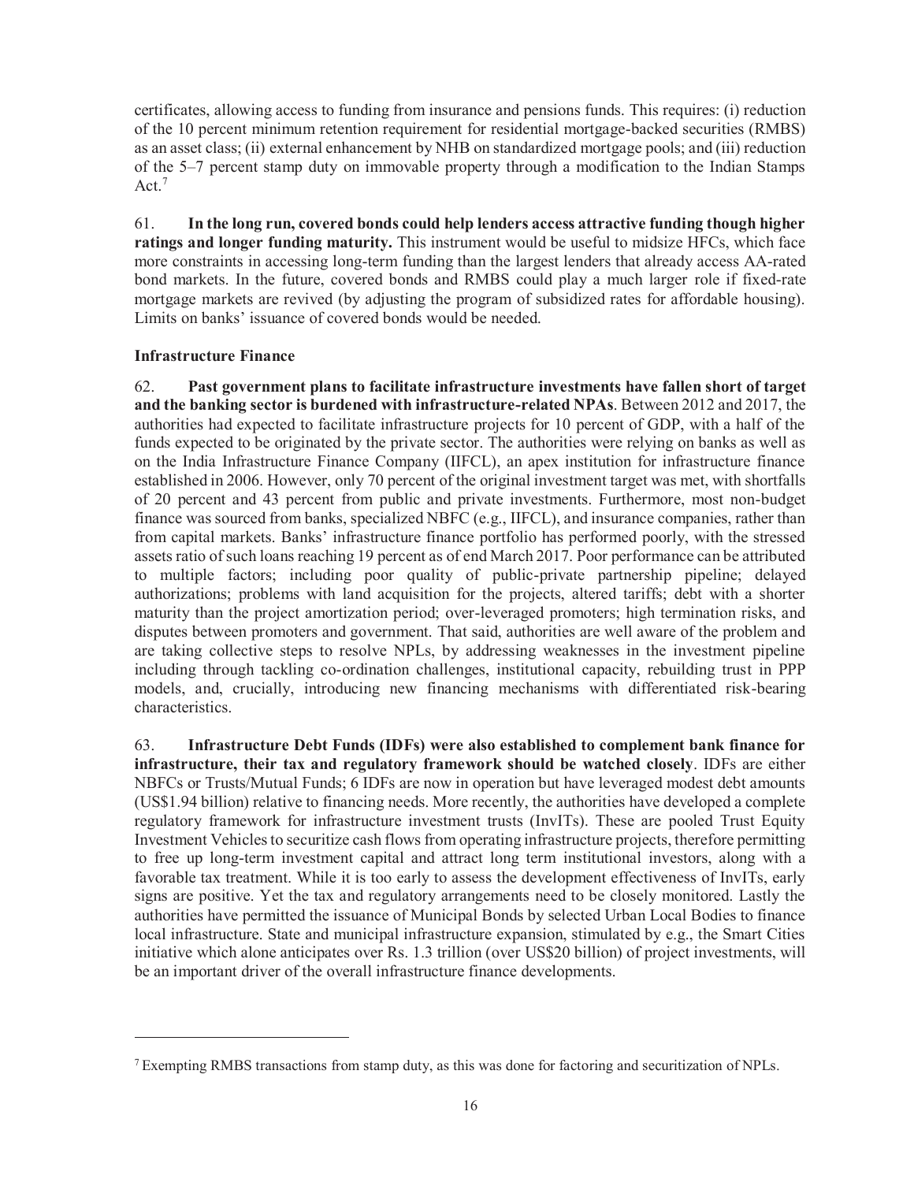certificates, allowing access to funding from insurance and pensions funds. This requires: (i) reduction of the 10 percent minimum retention requirement for residential mortgage-backed securities (RMBS) as an asset class; (ii) external enhancement by NHB on standardized mortgage pools; and (iii) reduction of the 5–7 percent stamp duty on immovable property through a modification to the Indian Stamps Act.[7]

61. **In the long run, covered bonds could help lenders access attractive funding though higher ratings and longer funding maturity.** This instrument would be useful to midsize HFCs, which face more constraints in accessing long-term funding than the largest lenders that already access AA-rated bond markets. In the future, covered bonds and RMBS could play a much larger role if fixed-rate mortgage markets are revived (by adjusting the program of subsidized rates for affordable housing). Limits on banks' issuance of covered bonds would be needed.

**Infrastructure Finance**

62. **Past government plans to facilitate infrastructure investments have fallen short of target and the banking sector is burdened with infrastructure-related NPAs**. Between 2012 and 2017, the authorities had expected to facilitate infrastructure projects for 10 percent of GDP, with a half of the funds expected to be originated by the private sector. The authorities were relying on banks as well as on the India Infrastructure Finance Company (IIFCL), an apex institution for infrastructure finance established in 2006. However, only 70 percent of the original investment target was met, with shortfalls of 20 percent and 43 percent from public and private investments. Furthermore, most non-budget finance was sourced from banks, specialized NBFC (e.g., IIFCL), and insurance companies, rather than from capital markets. Banks' infrastructure finance portfolio has performed poorly, with the stressed assets ratio of such loans reaching 19 percent as of end March 2017. Poor performance can be attributed to multiple factors; including poor quality of public-private partnership pipeline; delayed authorizations; problems with land acquisition for the projects, altered tariffs; debt with a shorter maturity than the project amortization period; over-leveraged promoters; high termination risks, and disputes between promoters and government. That said, authorities are well aware of the problem and are taking collective steps to resolve NPLs, by addressing weaknesses in the investment pipeline including through tackling co-ordination challenges, institutional capacity, rebuilding trust in PPP models, and, crucially, introducing new financing mechanisms with differentiated risk-bearing characteristics.

63. **Infrastructure Debt Funds (IDFs) were also established to complement bank finance for infrastructure, their tax and regulatory framework should be watched closely**. IDFs are either NBFCs or Trusts/Mutual Funds; 6 IDFs are now in operation but have leveraged modest debt amounts (US$1.94 billion) relative to financing needs. More recently, the authorities have developed a complete regulatory framework for infrastructure investment trusts (InvITs). These are pooled Trust Equity Investment Vehicles to securitize cash flows from operating infrastructure projects, therefore permitting to free up long-term investment capital and attract long term institutional investors, along with a favorable tax treatment. While it is too early to assess the development effectiveness of InvITs, early signs are positive. Yet the tax and regulatory arrangements need to be closely monitored. Lastly the authorities have permitted the issuance of Municipal Bonds by selected Urban Local Bodies to finance local infrastructure. State and municipal infrastructure expansion, stimulated by e.g., the Smart Cities initiative which alone anticipates over Rs. 1.3 trillion (over US$20 billion) of project investments, will be an important driver of the overall infrastructure finance developments.

---

[7] Exempting RMBS transactions from stamp duty, as this was done for factoring and securitization of NPLs.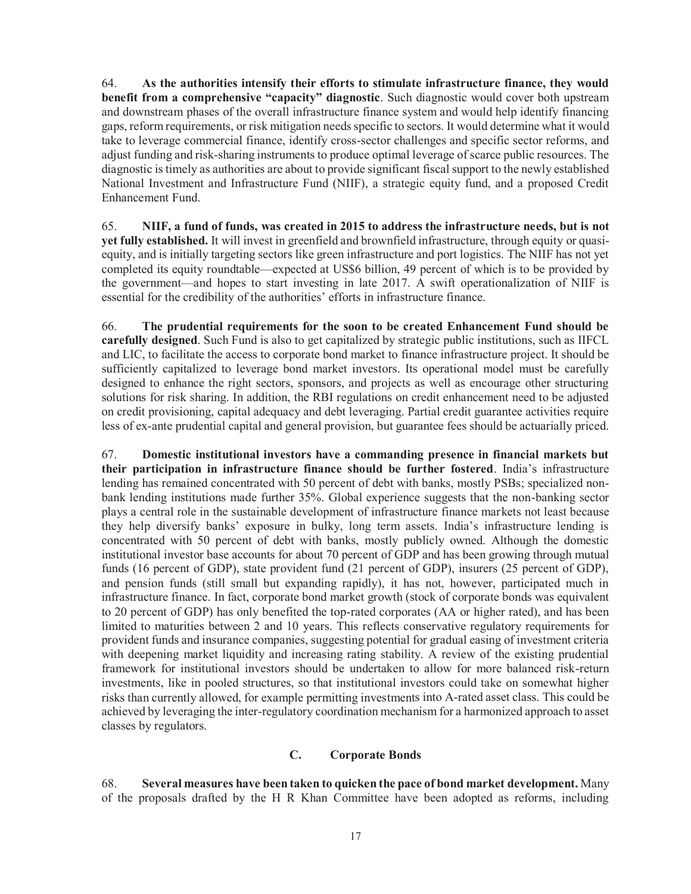64. **As the authorities intensify their efforts to stimulate infrastructure finance, they would benefit from a comprehensive "capacity" diagnostic**. Such diagnostic would cover both upstream and downstream phases of the overall infrastructure finance system and would help identify financing gaps, reform requirements, or risk mitigation needs specific to sectors. It would determine what it would take to leverage commercial finance, identify cross-sector challenges and specific sector reforms, and adjust funding and risk-sharing instruments to produce optimal leverage of scarce public resources. The diagnostic is timely as authorities are about to provide significant fiscal support to the newly established National Investment and Infrastructure Fund (NIIF), a strategic equity fund, and a proposed Credit Enhancement Fund.

65. **NIIF, a fund of funds, was created in 2015 to address the infrastructure needs, but is not yet fully established.** It will invest in greenfield and brownfield infrastructure, through equity or quasi-equity, and is initially targeting sectors like green infrastructure and port logistics. The NIIF has not yet completed its equity roundtable—expected at US$6 billion, 49 percent of which is to be provided by the government—and hopes to start investing in late 2017. A swift operationalization of NIIF is essential for the credibility of the authorities' efforts in infrastructure finance.

66. **The prudential requirements for the soon to be created Enhancement Fund should be carefully designed**. Such Fund is also to get capitalized by strategic public institutions, such as IIFCL and LIC, to facilitate the access to corporate bond market to finance infrastructure project. It should be sufficiently capitalized to leverage bond market investors. Its operational model must be carefully designed to enhance the right sectors, sponsors, and projects as well as encourage other structuring solutions for risk sharing. In addition, the RBI regulations on credit enhancement need to be adjusted on credit provisioning, capital adequacy and debt leveraging. Partial credit guarantee activities require less of ex-ante prudential capital and general provision, but guarantee fees should be actuarially priced.

67. **Domestic institutional investors have a commanding presence in financial markets but their participation in infrastructure finance should be further fostered**. India's infrastructure lending has remained concentrated with 50 percent of debt with banks, mostly PSBs; specialized non-bank lending institutions made further 35%. Global experience suggests that the non-banking sector plays a central role in the sustainable development of infrastructure finance markets not least because they help diversify banks' exposure in bulky, long term assets. India's infrastructure lending is concentrated with 50 percent of debt with banks, mostly publicly owned. Although the domestic institutional investor base accounts for about 70 percent of GDP and has been growing through mutual funds (16 percent of GDP), state provident fund (21 percent of GDP), insurers (25 percent of GDP), and pension funds (still small but expanding rapidly), it has not, however, participated much in infrastructure finance. In fact, corporate bond market growth (stock of corporate bonds was equivalent to 20 percent of GDP) has only benefited the top-rated corporates (AA or higher rated), and has been limited to maturities between 2 and 10 years. This reflects conservative regulatory requirements for provident funds and insurance companies, suggesting potential for gradual easing of investment criteria with deepening market liquidity and increasing rating stability. A review of the existing prudential framework for institutional investors should be undertaken to allow for more balanced risk-return investments, like in pooled structures, so that institutional investors could take on somewhat higher risks than currently allowed, for example permitting investments into A-rated asset class. This could be achieved by leveraging the inter-regulatory coordination mechanism for a harmonized approach to asset classes by regulators.

### C. Corporate Bonds

68. **Several measures have been taken to quicken the pace of bond market development.** Many of the proposals drafted by the H R Khan Committee have been adopted as reforms, including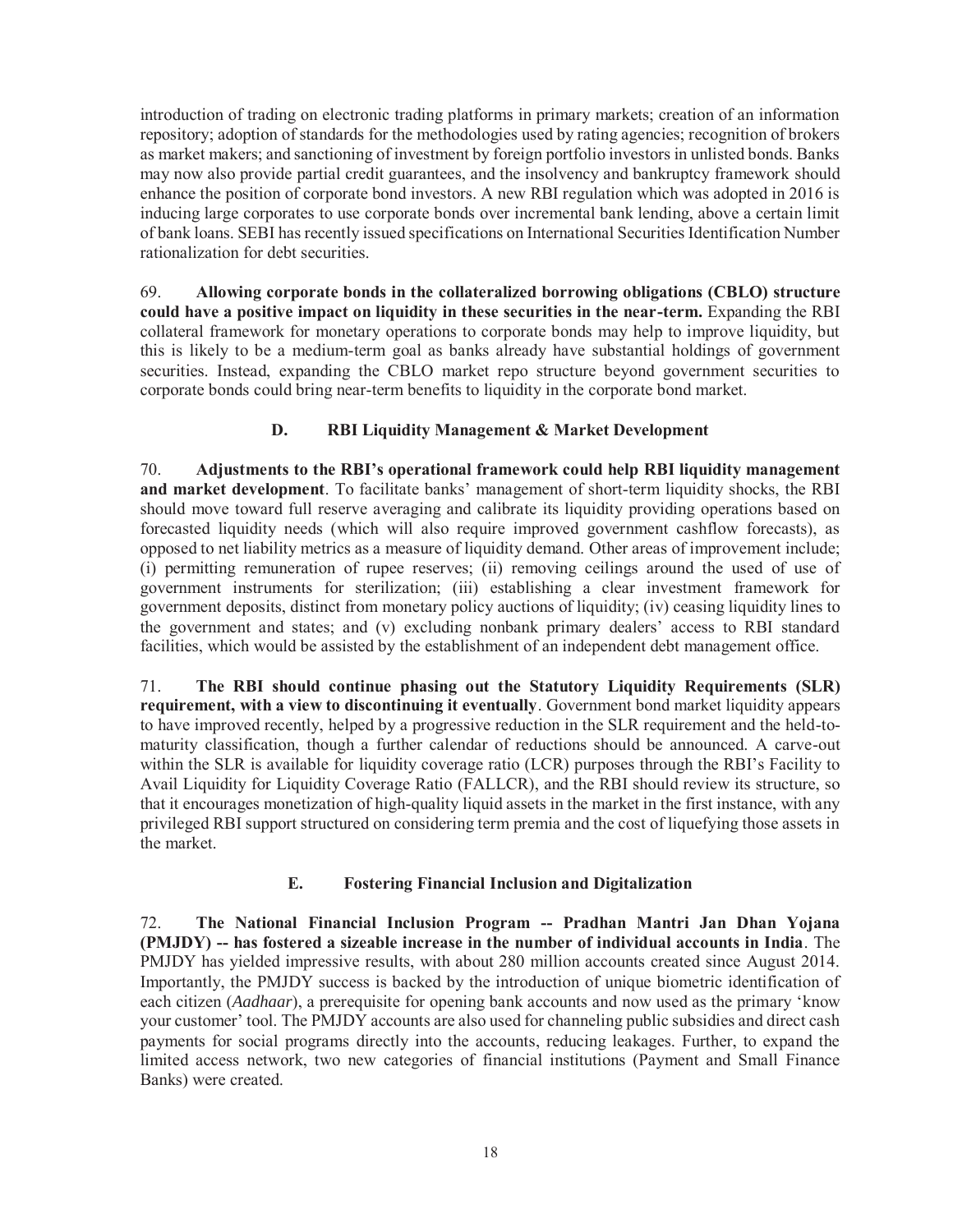introduction of trading on electronic trading platforms in primary markets; creation of an information repository; adoption of standards for the methodologies used by rating agencies; recognition of brokers as market makers; and sanctioning of investment by foreign portfolio investors in unlisted bonds. Banks may now also provide partial credit guarantees, and the insolvency and bankruptcy framework should enhance the position of corporate bond investors. A new RBI regulation which was adopted in 2016 is inducing large corporates to use corporate bonds over incremental bank lending, above a certain limit of bank loans. SEBI has recently issued specifications on International Securities Identification Number rationalization for debt securities.

69. **Allowing corporate bonds in the collateralized borrowing obligations (CBLO) structure could have a positive impact on liquidity in these securities in the near-term.** Expanding the RBI collateral framework for monetary operations to corporate bonds may help to improve liquidity, but this is likely to be a medium-term goal as banks already have substantial holdings of government securities. Instead, expanding the CBLO market repo structure beyond government securities to corporate bonds could bring near-term benefits to liquidity in the corporate bond market.

### D. RBI Liquidity Management & Market Development

70. **Adjustments to the RBI's operational framework could help RBI liquidity management and market development**. To facilitate banks' management of short-term liquidity shocks, the RBI should move toward full reserve averaging and calibrate its liquidity providing operations based on forecasted liquidity needs (which will also require improved government cashflow forecasts), as opposed to net liability metrics as a measure of liquidity demand. Other areas of improvement include; (i) permitting remuneration of rupee reserves; (ii) removing ceilings around the used of use of government instruments for sterilization; (iii) establishing a clear investment framework for government deposits, distinct from monetary policy auctions of liquidity; (iv) ceasing liquidity lines to the government and states; and (v) excluding nonbank primary dealers' access to RBI standard facilities, which would be assisted by the establishment of an independent debt management office.

71. **The RBI should continue phasing out the Statutory Liquidity Requirements (SLR) requirement, with a view to discontinuing it eventually**. Government bond market liquidity appears to have improved recently, helped by a progressive reduction in the SLR requirement and the held-to-maturity classification, though a further calendar of reductions should be announced. A carve-out within the SLR is available for liquidity coverage ratio (LCR) purposes through the RBI's Facility to Avail Liquidity for Liquidity Coverage Ratio (FALLCR), and the RBI should review its structure, so that it encourages monetization of high-quality liquid assets in the market in the first instance, with any privileged RBI support structured on considering term premia and the cost of liquefying those assets in the market.

### E. Fostering Financial Inclusion and Digitalization

72. **The National Financial Inclusion Program -- Pradhan Mantri Jan Dhan Yojana (PMJDY) -- has fostered a sizeable increase in the number of individual accounts in India**. The PMJDY has yielded impressive results, with about 280 million accounts created since August 2014. Importantly, the PMJDY success is backed by the introduction of unique biometric identification of each citizen (*Aadhaar*), a prerequisite for opening bank accounts and now used as the primary 'know your customer' tool. The PMJDY accounts are also used for channeling public subsidies and direct cash payments for social programs directly into the accounts, reducing leakages. Further, to expand the limited access network, two new categories of financial institutions (Payment and Small Finance Banks) were created.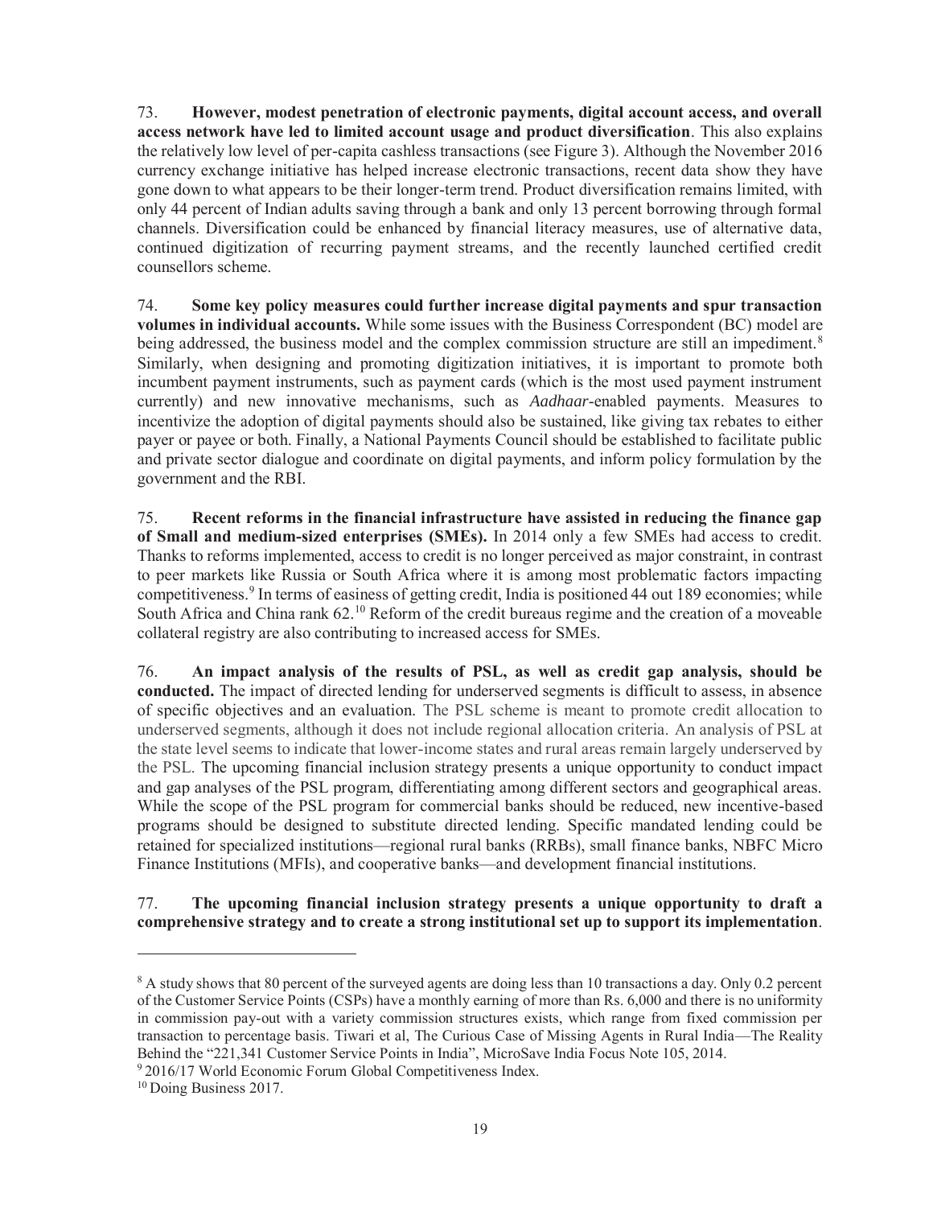73. **However, modest penetration of electronic payments, digital account access, and overall access network have led to limited account usage and product diversification**. This also explains the relatively low level of per-capita cashless transactions (see Figure 3). Although the November 2016 currency exchange initiative has helped increase electronic transactions, recent data show they have gone down to what appears to be their longer-term trend. Product diversification remains limited, with only 44 percent of Indian adults saving through a bank and only 13 percent borrowing through formal channels. Diversification could be enhanced by financial literacy measures, use of alternative data, continued digitization of recurring payment streams, and the recently launched certified credit counsellors scheme.

74. **Some key policy measures could further increase digital payments and spur transaction volumes in individual accounts.** While some issues with the Business Correspondent (BC) model are being addressed, the business model and the complex commission structure are still an impediment.[8] Similarly, when designing and promoting digitization initiatives, it is important to promote both incumbent payment instruments, such as payment cards (which is the most used payment instrument currently) and new innovative mechanisms, such as *Aadhaar*-enabled payments. Measures to incentivize the adoption of digital payments should also be sustained, like giving tax rebates to either payer or payee or both. Finally, a National Payments Council should be established to facilitate public and private sector dialogue and coordinate on digital payments, and inform policy formulation by the government and the RBI.

75. **Recent reforms in the financial infrastructure have assisted in reducing the finance gap of Small and medium-sized enterprises (SMEs).** In 2014 only a few SMEs had access to credit. Thanks to reforms implemented, access to credit is no longer perceived as major constraint, in contrast to peer markets like Russia or South Africa where it is among most problematic factors impacting competitiveness.[9] In terms of easiness of getting credit, India is positioned 44 out 189 economies; while South Africa and China rank 62.[10] Reform of the credit bureaus regime and the creation of a moveable collateral registry are also contributing to increased access for SMEs.

76. **An impact analysis of the results of PSL, as well as credit gap analysis, should be conducted.** The impact of directed lending for underserved segments is difficult to assess, in absence of specific objectives and an evaluation. The PSL scheme is meant to promote credit allocation to underserved segments, although it does not include regional allocation criteria. An analysis of PSL at the state level seems to indicate that lower-income states and rural areas remain largely underserved by the PSL. The upcoming financial inclusion strategy presents a unique opportunity to conduct impact and gap analyses of the PSL program, differentiating among different sectors and geographical areas. While the scope of the PSL program for commercial banks should be reduced, new incentive-based programs should be designed to substitute directed lending. Specific mandated lending could be retained for specialized institutions—regional rural banks (RRBs), small finance banks, NBFC Micro Finance Institutions (MFIs), and cooperative banks—and development financial institutions.

77. **The upcoming financial inclusion strategy presents a unique opportunity to draft a comprehensive strategy and to create a strong institutional set up to support its implementation**.

---

[8] A study shows that 80 percent of the surveyed agents are doing less than 10 transactions a day. Only 0.2 percent of the Customer Service Points (CSPs) have a monthly earning of more than Rs. 6,000 and there is no uniformity in commission pay-out with a variety commission structures exists, which range from fixed commission per transaction to percentage basis. Tiwari et al, The Curious Case of Missing Agents in Rural India—The Reality Behind the "221,341 Customer Service Points in India", MicroSave India Focus Note 105, 2014.

[9] 2016/17 World Economic Forum Global Competitiveness Index.

[10] Doing Business 2017.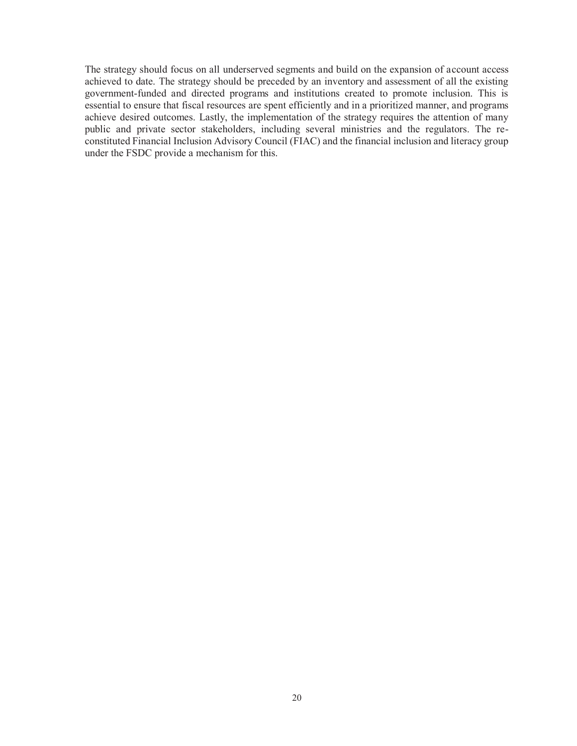The strategy should focus on all underserved segments and build on the expansion of account access achieved to date. The strategy should be preceded by an inventory and assessment of all the existing government-funded and directed programs and institutions created to promote inclusion. This is essential to ensure that fiscal resources are spent efficiently and in a prioritized manner, and programs achieve desired outcomes. Lastly, the implementation of the strategy requires the attention of many public and private sector stakeholders, including several ministries and the regulators. The re-constituted Financial Inclusion Advisory Council (FIAC) and the financial inclusion and literacy group under the FSDC provide a mechanism for this.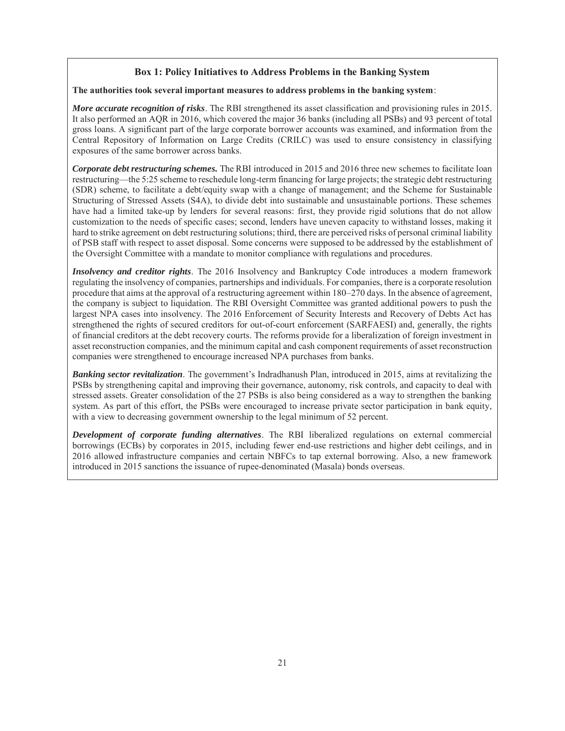### Box 1: Policy Initiatives to Address Problems in the Banking System

**The authorities took several important measures to address problems in the banking system**:

***More accurate recognition of risks***. The RBI strengthened its asset classification and provisioning rules in 2015. It also performed an AQR in 2016, which covered the major 36 banks (including all PSBs) and 93 percent of total gross loans. A significant part of the large corporate borrower accounts was examined, and information from the Central Repository of Information on Large Credits (CRILC) was used to ensure consistency in classifying exposures of the same borrower across banks.

***Corporate debt restructuring schemes.*** The RBI introduced in 2015 and 2016 three new schemes to facilitate loan restructuring—the 5:25 scheme to reschedule long-term financing for large projects; the strategic debt restructuring (SDR) scheme, to facilitate a debt/equity swap with a change of management; and the Scheme for Sustainable Structuring of Stressed Assets (S4A), to divide debt into sustainable and unsustainable portions. These schemes have had a limited take-up by lenders for several reasons: first, they provide rigid solutions that do not allow customization to the needs of specific cases; second, lenders have uneven capacity to withstand losses, making it hard to strike agreement on debt restructuring solutions; third, there are perceived risks of personal criminal liability of PSB staff with respect to asset disposal. Some concerns were supposed to be addressed by the establishment of the Oversight Committee with a mandate to monitor compliance with regulations and procedures.

***Insolvency and creditor rights***. The 2016 Insolvency and Bankruptcy Code introduces a modern framework regulating the insolvency of companies, partnerships and individuals. For companies, there is a corporate resolution procedure that aims at the approval of a restructuring agreement within 180–270 days. In the absence of agreement, the company is subject to liquidation. The RBI Oversight Committee was granted additional powers to push the largest NPA cases into insolvency. The 2016 Enforcement of Security Interests and Recovery of Debts Act has strengthened the rights of secured creditors for out-of-court enforcement (SARFAESI) and, generally, the rights of financial creditors at the debt recovery courts. The reforms provide for a liberalization of foreign investment in asset reconstruction companies, and the minimum capital and cash component requirements of asset reconstruction companies were strengthened to encourage increased NPA purchases from banks.

***Banking sector revitalization***. The government's Indradhanush Plan, introduced in 2015, aims at revitalizing the PSBs by strengthening capital and improving their governance, autonomy, risk controls, and capacity to deal with stressed assets. Greater consolidation of the 27 PSBs is also being considered as a way to strengthen the banking system. As part of this effort, the PSBs were encouraged to increase private sector participation in bank equity, with a view to decreasing government ownership to the legal minimum of 52 percent.

***Development of corporate funding alternatives***. The RBI liberalized regulations on external commercial borrowings (ECBs) by corporates in 2015, including fewer end-use restrictions and higher debt ceilings, and in 2016 allowed infrastructure companies and certain NBFCs to tap external borrowing. Also, a new framework introduced in 2015 sanctions the issuance of rupee-denominated (Masala) bonds overseas.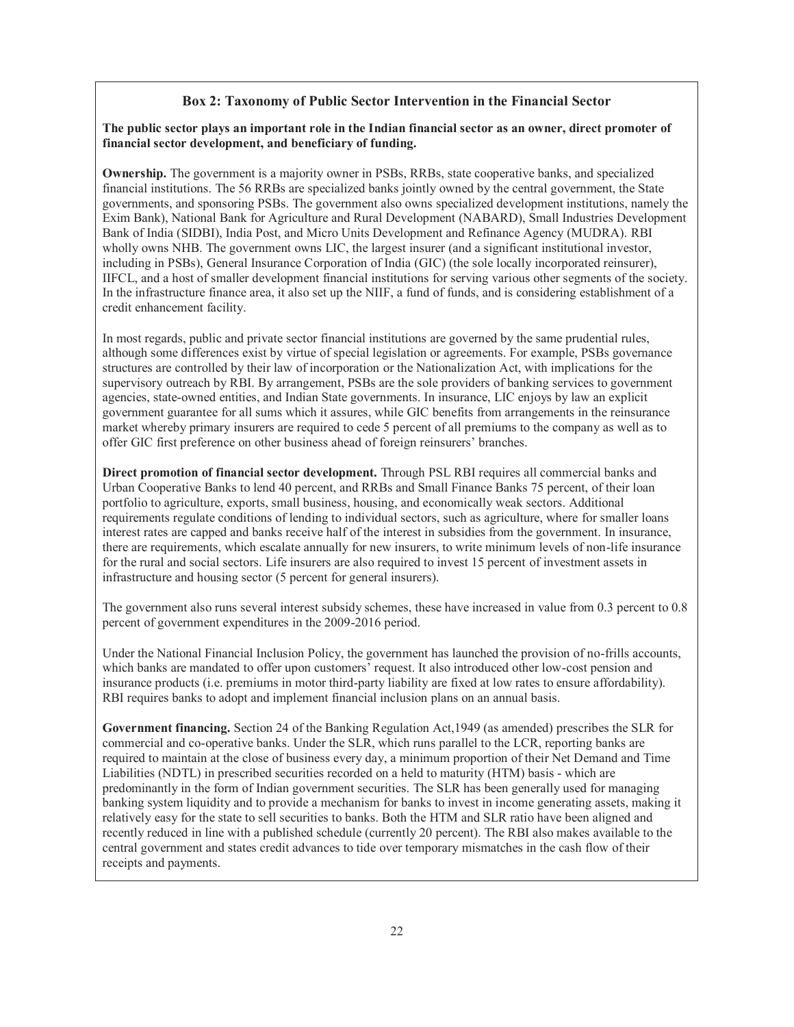### Box 2: Taxonomy of Public Sector Intervention in the Financial Sector

**The public sector plays an important role in the Indian financial sector as an owner, direct promoter of financial sector development, and beneficiary of funding.**

**Ownership.** The government is a majority owner in PSBs, RRBs, state cooperative banks, and specialized financial institutions. The 56 RRBs are specialized banks jointly owned by the central government, the State governments, and sponsoring PSBs. The government also owns specialized development institutions, namely the Exim Bank), National Bank for Agriculture and Rural Development (NABARD), Small Industries Development Bank of India (SIDBI), India Post, and Micro Units Development and Refinance Agency (MUDRA). RBI wholly owns NHB. The government owns LIC, the largest insurer (and a significant institutional investor, including in PSBs), General Insurance Corporation of India (GIC) (the sole locally incorporated reinsurer), IIFCL, and a host of smaller development financial institutions for serving various other segments of the society. In the infrastructure finance area, it also set up the NIIF, a fund of funds, and is considering establishment of a credit enhancement facility.

In most regards, public and private sector financial institutions are governed by the same prudential rules, although some differences exist by virtue of special legislation or agreements. For example, PSBs governance structures are controlled by their law of incorporation or the Nationalization Act, with implications for the supervisory outreach by RBI. By arrangement, PSBs are the sole providers of banking services to government agencies, state-owned entities, and Indian State governments. In insurance, LIC enjoys by law an explicit government guarantee for all sums which it assures, while GIC benefits from arrangements in the reinsurance market whereby primary insurers are required to cede 5 percent of all premiums to the company as well as to offer GIC first preference on other business ahead of foreign reinsurers' branches.

**Direct promotion of financial sector development.** Through PSL RBI requires all commercial banks and Urban Cooperative Banks to lend 40 percent, and RRBs and Small Finance Banks 75 percent, of their loan portfolio to agriculture, exports, small business, housing, and economically weak sectors. Additional requirements regulate conditions of lending to individual sectors, such as agriculture, where for smaller loans interest rates are capped and banks receive half of the interest in subsidies from the government. In insurance, there are requirements, which escalate annually for new insurers, to write minimum levels of non-life insurance for the rural and social sectors. Life insurers are also required to invest 15 percent of investment assets in infrastructure and housing sector (5 percent for general insurers).

The government also runs several interest subsidy schemes, these have increased in value from 0.3 percent to 0.8 percent of government expenditures in the 2009-2016 period.

Under the National Financial Inclusion Policy, the government has launched the provision of no-frills accounts, which banks are mandated to offer upon customers' request. It also introduced other low-cost pension and insurance products (i.e. premiums in motor third-party liability are fixed at low rates to ensure affordability). RBI requires banks to adopt and implement financial inclusion plans on an annual basis.

**Government financing.** Section 24 of the Banking Regulation Act,1949 (as amended) prescribes the SLR for commercial and co-operative banks. Under the SLR, which runs parallel to the LCR, reporting banks are required to maintain at the close of business every day, a minimum proportion of their Net Demand and Time Liabilities (NDTL) in prescribed securities recorded on a held to maturity (HTM) basis - which are predominantly in the form of Indian government securities. The SLR has been generally used for managing banking system liquidity and to provide a mechanism for banks to invest in income generating assets, making it relatively easy for the state to sell securities to banks. Both the HTM and SLR ratio have been aligned and recently reduced in line with a published schedule (currently 20 percent). The RBI also makes available to the central government and states credit advances to tide over temporary mismatches in the cash flow of their receipts and payments.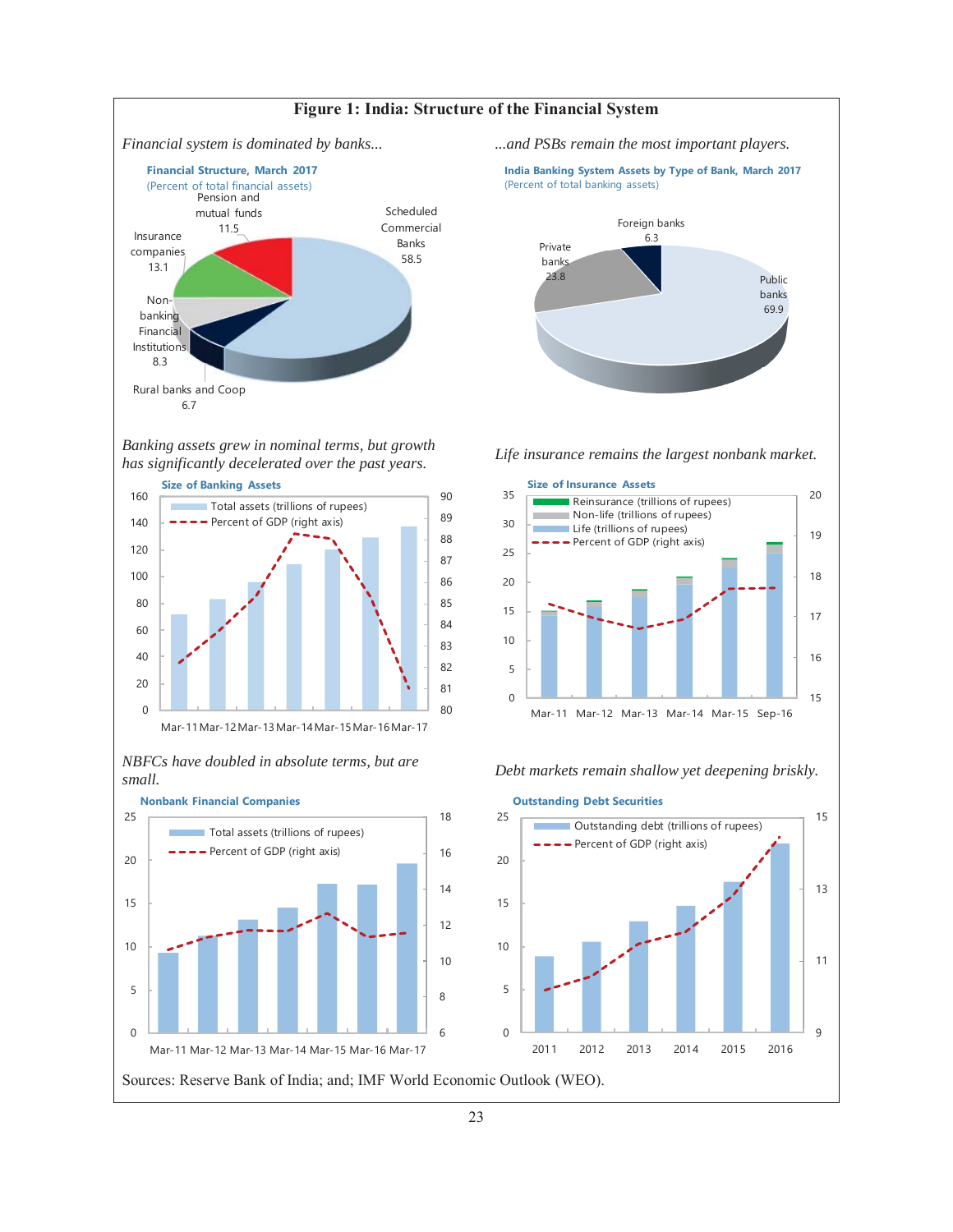# Figure 1: India: Structure of the Financial System

*Financial system is dominated by banks...*

**Financial Structure, March 2017**
(Percent of total financial assets)

Scheduled Commercial Banks 58.5
Pension and mutual funds 11.5
Insurance companies 13.1
Non-banking Financial Institutions 8.3
Rural banks and Coop 6.7

*...and PSBs remain the most important players.*

**India Banking System Assets by Type of Bank, March 2017**
(Percent of total banking assets)

Public banks 69.9
Private banks 23.8
Foreign banks 6.3

*Banking assets grew in nominal terms, but growth has significantly decelerated over the past years.*

**Size of Banking Assets**

Total assets (trillions of rupees)
Percent of GDP (right axis)

*Life insurance remains the largest nonbank market.*

**Size of Insurance Assets**

Reinsurance (trillions of rupees)
Non-life (trillions of rupees)
Life (trillions of rupees)
Percent of GDP (right axis)

*NBFCs have doubled in absolute terms, but are small.*

**Nonbank Financial Companies**

Total assets (trillions of rupees)
Percent of GDP (right axis)

*Debt markets remain shallow yet deepening briskly.*

**Outstanding Debt Securities**

Outstanding debt (trillions of rupees)
Percent of GDP (right axis)

Sources: Reserve Bank of India; and; IMF World Economic Outlook (WEO).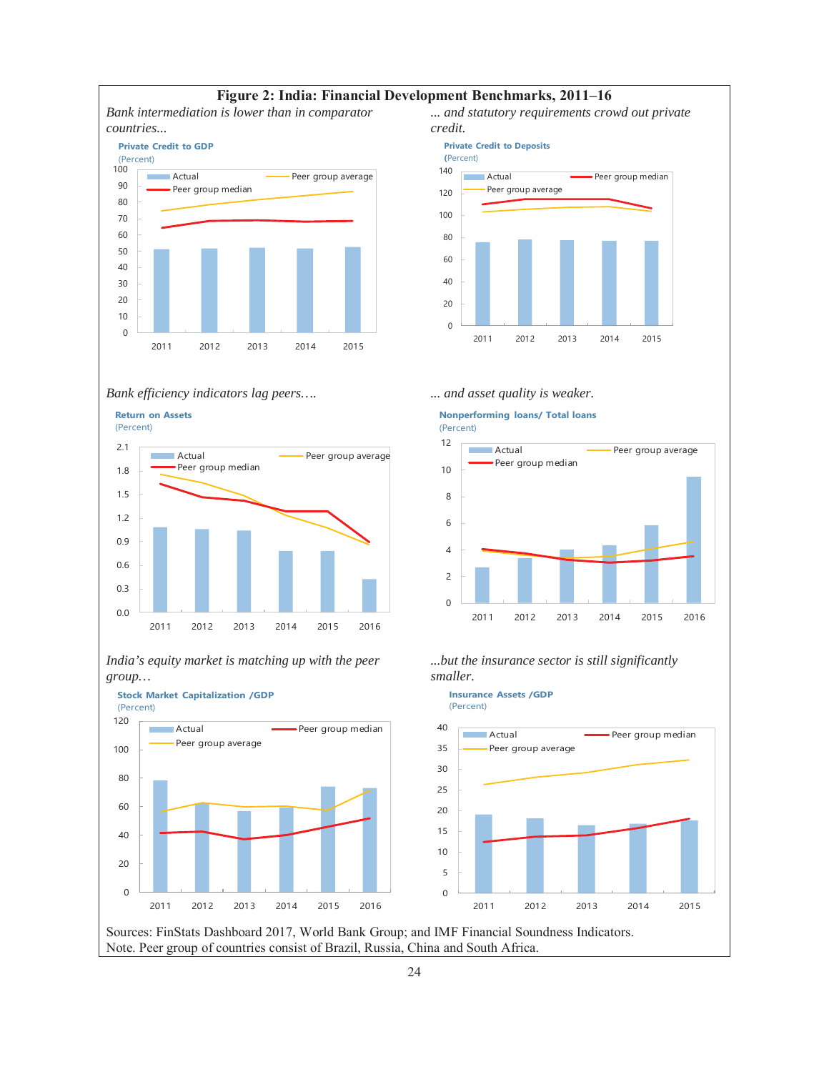**Figure 2: India: Financial Development Benchmarks, 2011–16**

*Bank intermediation is lower than in comparator countries...*

**Private Credit to GDP**
(Percent)

100
90
80
70
60
50
40
30
20
10
0

Actual — Peer group average — Peer group median

2011 2012 2013 2014 2015

*... and statutory requirements crowd out private credit.*

**Private Credit to Deposits**
(Percent)

140
120
100
80
60
40
20
0

Actual — Peer group median — Peer group average

2011 2012 2013 2014 2015

*Bank efficiency indicators lag peers….*

**Return on Assets**
(Percent)

2.1
1.8
1.5
1.2
0.9
0.6
0.3
0.0

Actual — Peer group average — Peer group median

2011 2012 2013 2014 2015 2016

*... and asset quality is weaker.*

**Nonperforming loans/ Total loans**
(Percent)

12
10
8
6
4
2
0

Actual — Peer group average — Peer group median

2011 2012 2013 2014 2015 2016

*India's equity market is matching up with the peer group…*

**Stock Market Capitalization /GDP**
(Percent)

120
100
80
60
40
20
0

Actual — Peer group median — Peer group average

2011 2012 2013 2014 2015 2016

*...but the insurance sector is still significantly smaller.*

**Insurance Assets /GDP**
(Percent)

40
35
30
25
20
15
10
5
0

Actual — Peer group median — Peer group average

2011 2012 2013 2014 2015

Sources: FinStats Dashboard 2017, World Bank Group; and IMF Financial Soundness Indicators.
Note. Peer group of countries consist of Brazil, Russia, China and South Africa.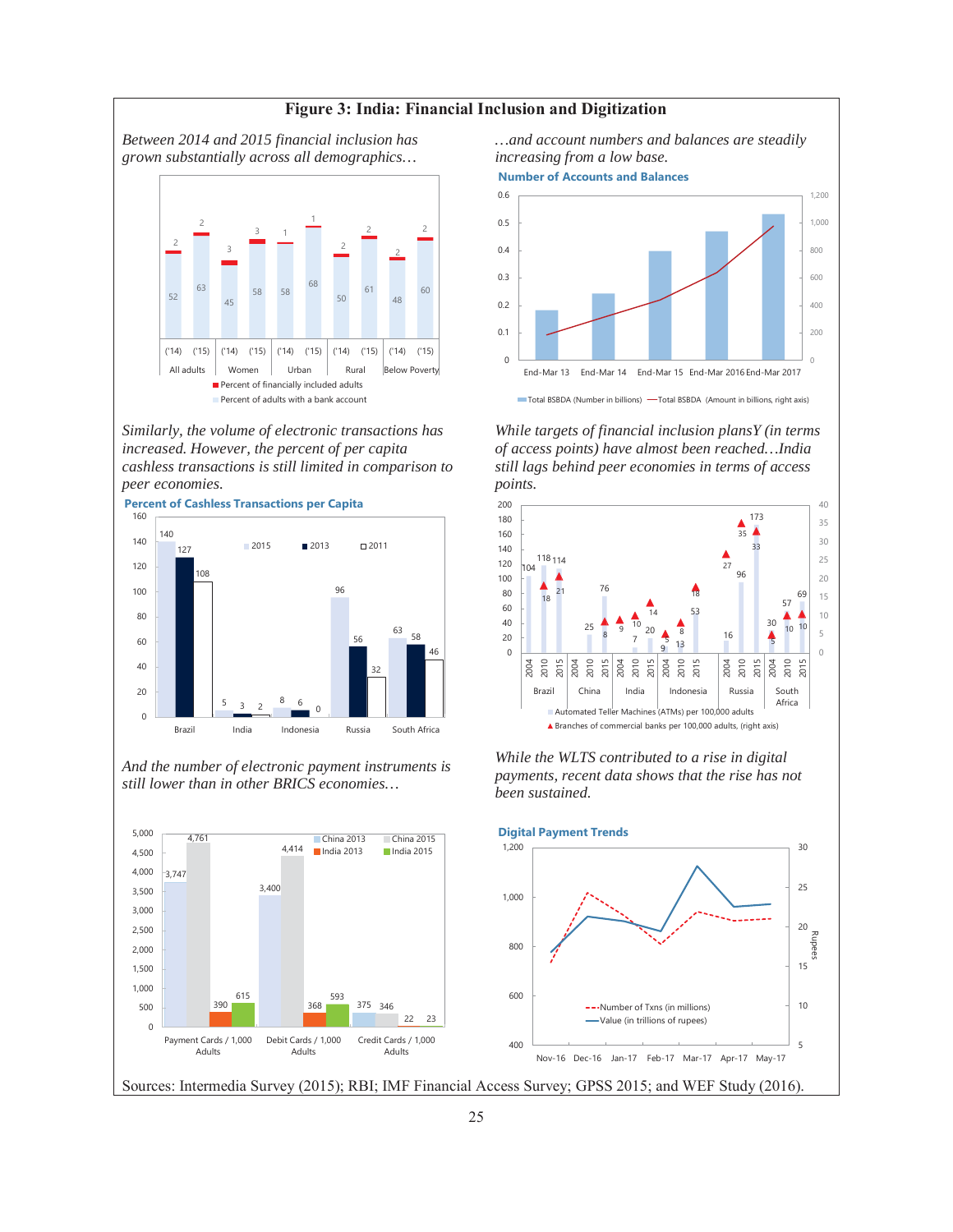# Figure 3: India: Financial Inclusion and Digitization

*Between 2014 and 2015 financial inclusion has grown substantially across all demographics…*

| | ('14) | ('15) |
|---|---|---|
| **All adults** – Percent of adults with a bank account | 52 | 63 |
| **All adults** – Percent of financially included adults | 2 | 2 |
| **Women** – Percent of adults with a bank account | 45 | 58 |
| **Women** – Percent of financially included adults | 3 | 3 |
| **Urban** – Percent of adults with a bank account | 58 | 68 |
| **Urban** – Percent of financially included adults | 1 | 1 |
| **Rural** – Percent of adults with a bank account | 50 | 61 |
| **Rural** – Percent of financially included adults | 2 | 2 |
| **Below Poverty** – Percent of adults with a bank account | 48 | 60 |
| **Below Poverty** – Percent of financially included adults | 2 | 2 |

*…and account numbers and balances are steadily increasing from a low base.*

**Number of Accounts and Balances**

Total BSBDA (Number in billions); Total BSBDA (Amount in billions, right axis)

End-Mar 13, End-Mar 14, End-Mar 15, End-Mar 2016, End-Mar 2017

*Similarly, the volume of electronic transactions has increased. However, the percent of per capita cashless transactions is still limited in comparison to peer economies.*

**Percent of Cashless Transactions per Capita**

| | 2015 | 2013 | 2011 |
|---|---|---|---|
| Brazil | 140 | 127 | 108 |
| India | 5 | 3 | 2 |
| Indonesia | 8 | 6 | 0 |
| Russia | 96 | 56 | 32 |
| South Africa | 63 | 58 | 46 |

*While targets of financial inclusion plansY (in terms of access points) have almost been reached…India still lags behind peer economies in terms of access points.*

| | Automated Teller Machines (ATMs) per 100,000 adults | Branches of commercial banks per 100,000 adults (right axis) |
|---|---|---|
| Brazil 2004 | 104 | |
| Brazil 2010 | 118 | 18 |
| Brazil 2015 | 114 | 21 |
| China 2004 | | |
| China 2010 | 25 | |
| China 2015 | 76 | 8 |
| India 2004 | | 9 |
| India 2010 | 7 | 10 |
| India 2015 | 20 | 14 |
| Indonesia 2004 | 9 | 5 |
| Indonesia 2010 | 13 | 8 |
| Indonesia 2015 | 53 | 18 |
| Russia 2004 | 16 | 27 |
| Russia 2010 | 96 | 35 |
| Russia 2015 | 173 | 33 |
| South Africa 2004 | 30 | 5 |
| South Africa 2010 | 57 | 10 |
| South Africa 2015 | 69 | 10 |

*And the number of electronic payment instruments is still lower than in other BRICS economies…*

| | China 2013 | China 2015 | India 2013 | India 2015 |
|---|---|---|---|---|
| Payment Cards / 1,000 Adults | 3,747 | 4,761 | 390 | 615 |
| Debit Cards / 1,000 Adults | 3,400 | 4,414 | 368 | 593 |
| Credit Cards / 1,000 Adults | 375 | 346 | 22 | 23 |

*While the WLTS contributed to a rise in digital payments, recent data shows that the rise has not been sustained.*

**Digital Payment Trends**

Number of Txns (in millions); Value (in trillions of rupees)

Nov-16, Dec-16, Jan-17, Feb-17, Mar-17, Apr-17, May-17

Sources: Intermedia Survey (2015); RBI; IMF Financial Access Survey; GPSS 2015; and WEF Study (2016).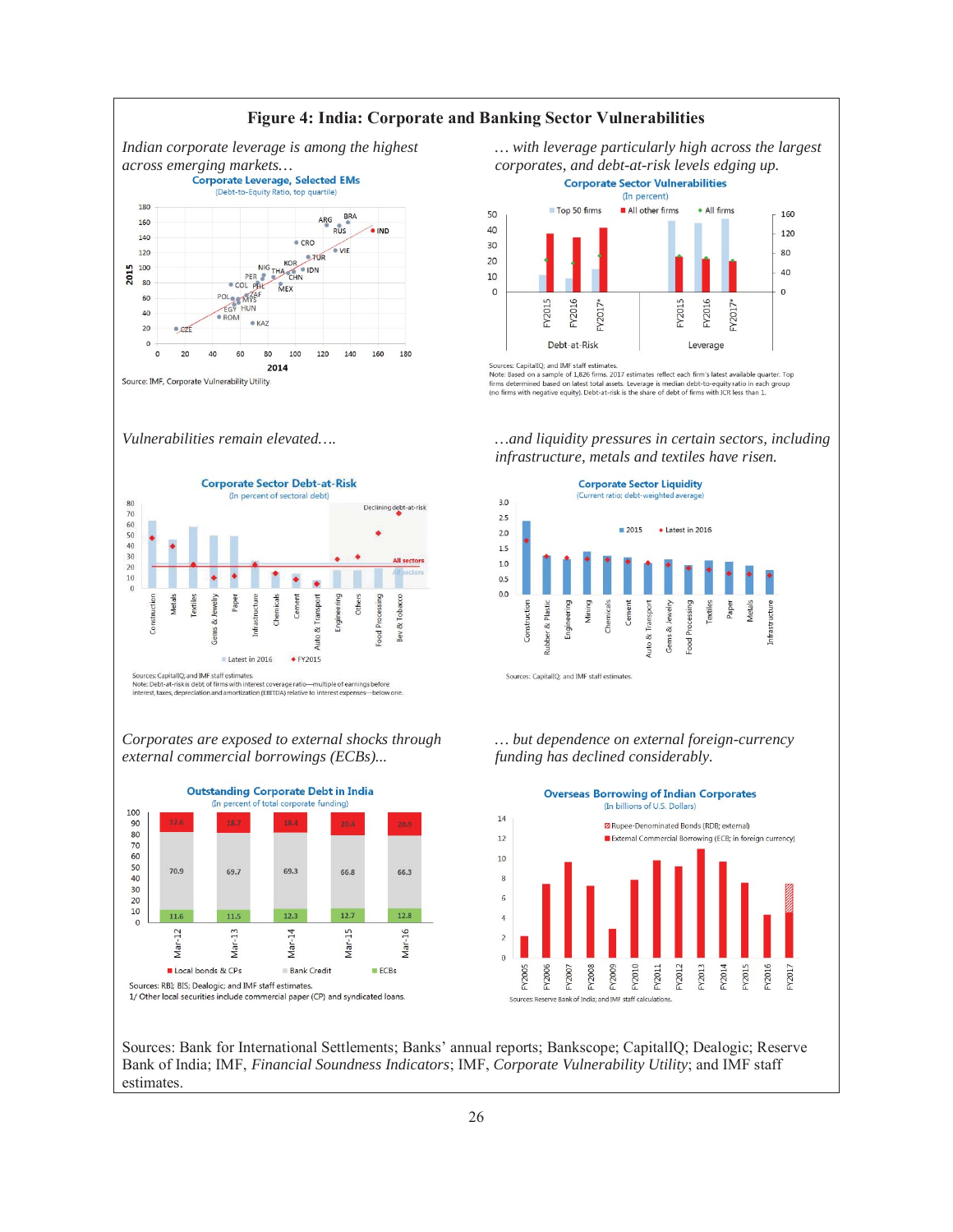# Figure 4: India: Corporate and Banking Sector Vulnerabilities

*Indian corporate leverage is among the highest across emerging markets…*

**Corporate Leverage, Selected EMs**
(Debt-to-Equity Ratio, top quartile)

Source: IMF, Corporate Vulnerability Utility

*… with leverage particularly high across the largest corporates, and debt-at-risk levels edging up.*

**Corporate Sector Vulnerabilities**
(In percent)

Sources: CapitalIQ; and IMF staff estimates.
Note: Based on a sample of 1,826 firms. 2017 estimates reflect each firm's latest available quarter. Top firms determined based on latest total assets. Leverage is median debt-to-equity ratio in each group (no firms with negative equity). Debt-at-risk is the share of debt of firms with ICR less than 1.

*Vulnerabilities remain elevated….*

**Corporate Sector Debt-at-Risk**
(In percent of sectoral debt)

Sources: CapitalIQ; and IMF staff estimates.
Note: Debt-at-risk is debt of firms with interest coverage ratio—multiple of earnings before interest, taxes, depreciation and amortization (EBITDA) relative to interest expenses—below one.

*…and liquidity pressures in certain sectors, including infrastructure, metals and textiles have risen.*

**Corporate Sector Liquidity**
(Current ratio; debt-weighted average)

Sources: CapitalIQ; and IMF staff estimates.

*Corporates are exposed to external shocks through external commercial borrowings (ECBs)...*

**Outstanding Corporate Debt in India**
(In percent of total corporate funding)

| | Mar-12 | Mar-13 | Mar-14 | Mar-15 | Mar-16 |
|---|---|---|---|---|---|
| Local bonds & CPs | 17.6 | 18.2 | 18.4 | 20.4 | 20.9 |
| Bank Credit | 70.9 | 69.7 | 69.3 | 66.8 | 66.3 |
| ECBs | 11.6 | 11.5 | 12.3 | 12.7 | 12.8 |

Sources: RBI; BIS; Dealogic; and IMF staff estimates.
1/ Other local securities include commercial paper (CP) and syndicated loans.

*… but dependence on external foreign-currency funding has declined considerably.*

**Overseas Borrowing of Indian Corporates**
(In billions of U.S. Dollars)

Sources: Reserve Bank of India; and IMF staff calculations.

Sources: Bank for International Settlements; Banks' annual reports; Bankscope; CapitalIQ; Dealogic; Reserve Bank of India; IMF, *Financial Soundness Indicators*; IMF, *Corporate Vulnerability Utility*; and IMF staff estimates.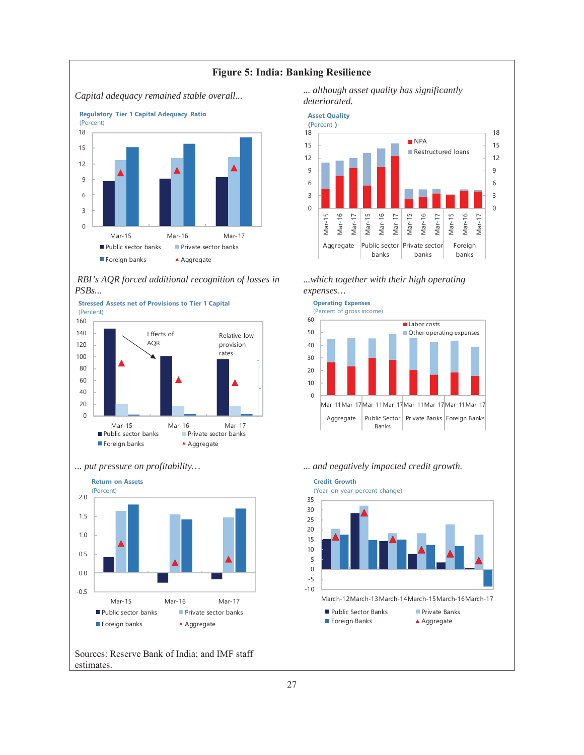## Figure 5: India: Banking Resilience

*Capital adequacy remained stable overall...*

**Regulatory Tier 1 Capital Adequacy Ratio**
(Percent)

Mar-15 Mar-16 Mar-17

■ Public sector banks ■ Private sector banks ■ Foreign banks ▲ Aggregate

*... although asset quality has significantly deteriorated.*

**Asset Quality**
(Percent )

■ NPA ■ Restructured loans

Mar-15 Mar-16 Mar-17 — Aggregate; Public sector banks; Private sector banks; Foreign banks

*RBI's AQR forced additional recognition of losses in PSBs...*

**Stressed Assets net of Provisions to Tier 1 Capital**
(Percent)

Effects of AQR

Relative low provision rates

Mar-15 Mar-16 Mar-17

■ Public sector banks ■ Private sector banks ■ Foreign banks ▲ Aggregate

*...which together with their high operating expenses…*

**Operating Expenses**
(Percent of gross income)

■ Labor costs ■ Other operating expenses

Mar-11 Mar-17 — Aggregate; Public Sector Banks; Private Banks; Foreign Banks

*... put pressure on profitability…*

**Return on Assets**
(Percent)

Mar-15 Mar-16 Mar-17

■ Public sector banks ■ Private sector banks ■ Foreign banks ▲ Aggregate

*... and negatively impacted credit growth.*

**Credit Growth**
(Year-on-year percent change)

March-12 March-13 March-14 March-15 March-16 March-17

■ Public Sector Banks ■ Private Banks ■ Foreign Banks ▲ Aggregate

Sources: Reserve Bank of India; and IMF staff estimates.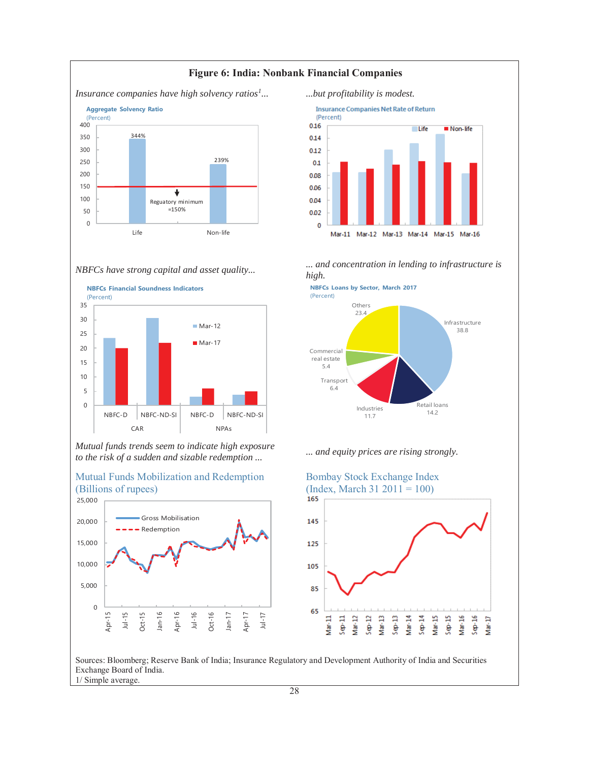# Figure 6: India: Nonbank Financial Companies

*Insurance companies have high solvency ratios[1]...*

**Aggregate Solvency Ratio**
(Percent)

*...but profitability is modest.*

**Insurance Companies Net Rate of Return**
(Percent)

*NBFCs have strong capital and asset quality...*

**NBFCs Financial Soundness Indicators**
(Percent)

*... and concentration in lending to infrastructure is high.*

**NBFCs Loans by Sector, March 2017**
(Percent)

*Mutual funds trends seem to indicate high exposure to the risk of a sudden and sizable redemption ...*

Mutual Funds Mobilization and Redemption
(Billions of rupees)

*... and equity prices are rising strongly.*

Bombay Stock Exchange Index
(Index, March 31 2011 = 100)

Sources: Bloomberg; Reserve Bank of India; Insurance Regulatory and Development Authority of India and Securities Exchange Board of India.
1/ Simple average.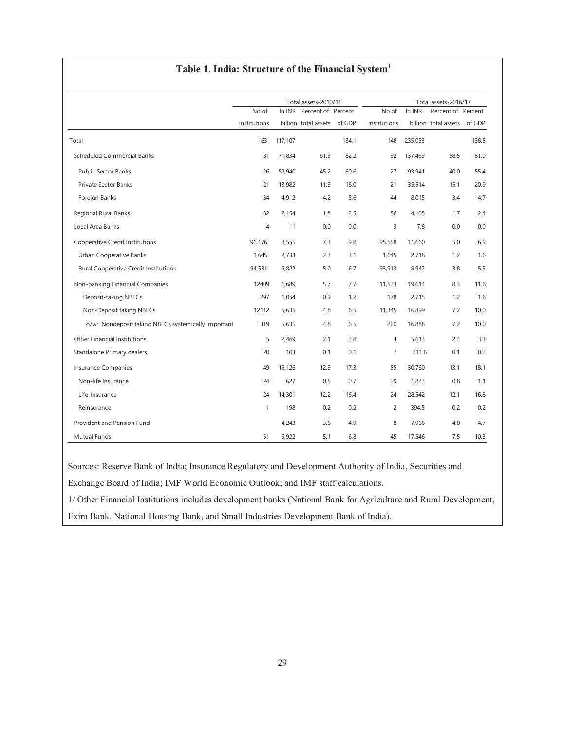## Table 1. India: Structure of the Financial System[1]

| | Total assets-2010/11 | | | | Total assets-2016/17 | | | |
|---|---|---|---|---|---|---|---|---|
| | No of institutions | In INR billion | Percent of total assets | Percent of GDP | No of institutions | In INR billion | Percent of total assets | Percent of GDP |
| Total | 163 | 117,107 | | 134.1 | 148 | 235,053 | | 138.5 |
| Scheduled Commercial Banks | 81 | 71,834 | 61.3 | 82.2 | 92 | 137,469 | 58.5 | 81.0 |
| Public Sector Banks | 26 | 52,940 | 45.2 | 60.6 | 27 | 93,941 | 40.0 | 55.4 |
| Private Sector Banks | 21 | 13,982 | 11.9 | 16.0 | 21 | 35,514 | 15.1 | 20.9 |
| Foreign Banks | 34 | 4,912 | 4.2 | 5.6 | 44 | 8,015 | 3.4 | 4.7 |
| Regional Rural Banks | 82 | 2,154 | 1.8 | 2.5 | 56 | 4,105 | 1.7 | 2.4 |
| Local Area Banks | 4 | 11 | 0.0 | 0.0 | 3 | 7.8 | 0.0 | 0.0 |
| Cooperative Credit Institutions | 96,176 | 8,555 | 7.3 | 9.8 | 95,558 | 11,660 | 5.0 | 6.9 |
| Urban Cooperative Banks | 1,645 | 2,733 | 2.3 | 3.1 | 1,645 | 2,718 | 1.2 | 1.6 |
| Rural Cooperative Credit Institutions | 94,531 | 5,822 | 5.0 | 6.7 | 93,913 | 8,942 | 3.8 | 5.3 |
| Non-banking Financial Companies | 12409 | 6,689 | 5.7 | 7.7 | 11,523 | 19,614 | 8.3 | 11.6 |
| Deposit-taking NBFCs | 297 | 1,054 | 0.9 | 1.2 | 178 | 2,715 | 1.2 | 1.6 |
| Non-Deposit taking NBFCs | 12112 | 5,635 | 4.8 | 6.5 | 11,345 | 16,899 | 7.2 | 10.0 |
| o/w: Nondeposit taking NBFCs systemically important | 319 | 5,635 | 4.8 | 6.5 | 220 | 16,888 | 7.2 | 10.0 |
| Other Financial Institutions | 5 | 2,469 | 2.1 | 2.8 | 4 | 5,613 | 2.4 | 3.3 |
| Standalone Primary dealers | 20 | 103 | 0.1 | 0.1 | 7 | 311.6 | 0.1 | 0.2 |
| Insurance Companies | 49 | 15,126 | 12.9 | 17.3 | 55 | 30,760 | 13.1 | 18.1 |
| Non-life Insurance | 24 | 627 | 0.5 | 0.7 | 29 | 1,823 | 0.8 | 1.1 |
| Life-Insurance | 24 | 14,301 | 12.2 | 16.4 | 24 | 28,542 | 12.1 | 16.8 |
| Reinsurance | 1 | 198 | 0.2 | 0.2 | 2 | 394.5 | 0.2 | 0.2 |
| Provident and Pension Fund | | 4,243 | 3.6 | 4.9 | 8 | 7,966 | 4.0 | 4.7 |
| Mutual Funds | 51 | 5,922 | 5.1 | 6.8 | 45 | 17,546 | 7.5 | 10.3 |

Sources: Reserve Bank of India; Insurance Regulatory and Development Authority of India, Securities and Exchange Board of India; IMF World Economic Outlook; and IMF staff calculations.

1/ Other Financial Institutions includes development banks (National Bank for Agriculture and Rural Development, Exim Bank, National Housing Bank, and Small Industries Development Bank of India).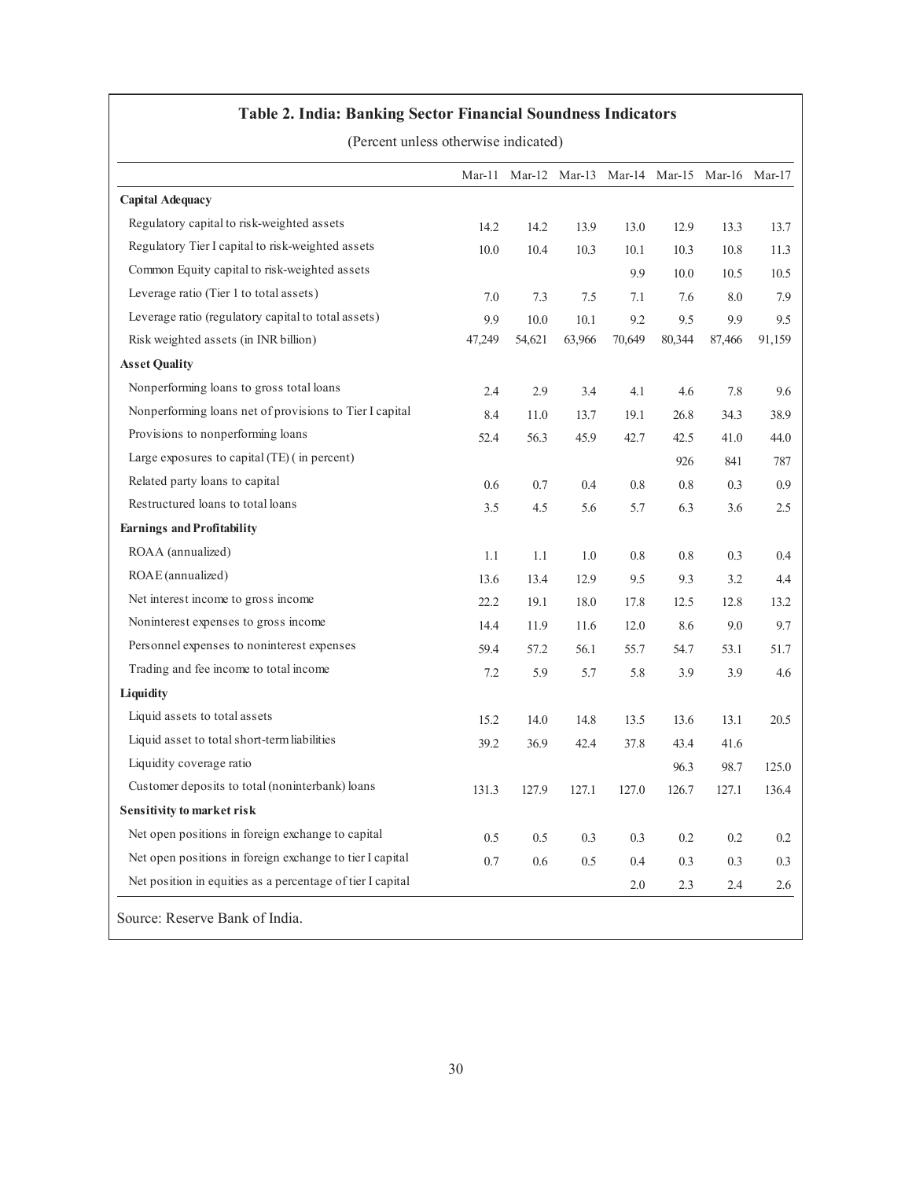**Table 2. India: Banking Sector Financial Soundness Indicators**

(Percent unless otherwise indicated)

| | Mar-11 | Mar-12 | Mar-13 | Mar-14 | Mar-15 | Mar-16 | Mar-17 |
|---|---|---|---|---|---|---|---|
| **Capital Adequacy** | | | | | | | |
| Regulatory capital to risk-weighted assets | 14.2 | 14.2 | 13.9 | 13.0 | 12.9 | 13.3 | 13.7 |
| Regulatory Tier I capital to risk-weighted assets | 10.0 | 10.4 | 10.3 | 10.1 | 10.3 | 10.8 | 11.3 |
| Common Equity capital to risk-weighted assets | | | | 9.9 | 10.0 | 10.5 | 10.5 |
| Leverage ratio (Tier 1 to total assets) | 7.0 | 7.3 | 7.5 | 7.1 | 7.6 | 8.0 | 7.9 |
| Leverage ratio (regulatory capital to total assets) | 9.9 | 10.0 | 10.1 | 9.2 | 9.5 | 9.9 | 9.5 |
| Risk weighted assets (in INR billion) | 47,249 | 54,621 | 63,966 | 70,649 | 80,344 | 87,466 | 91,159 |
| **Asset Quality** | | | | | | | |
| Nonperforming loans to gross total loans | 2.4 | 2.9 | 3.4 | 4.1 | 4.6 | 7.8 | 9.6 |
| Nonperforming loans net of provisions to Tier I capital | 8.4 | 11.0 | 13.7 | 19.1 | 26.8 | 34.3 | 38.9 |
| Provisions to nonperforming loans | 52.4 | 56.3 | 45.9 | 42.7 | 42.5 | 41.0 | 44.0 |
| Large exposures to capital (TE) ( in percent) | | | | | 926 | 841 | 787 |
| Related party loans to capital | 0.6 | 0.7 | 0.4 | 0.8 | 0.8 | 0.3 | 0.9 |
| Restructured loans to total loans | 3.5 | 4.5 | 5.6 | 5.7 | 6.3 | 3.6 | 2.5 |
| **Earnings and Profitability** | | | | | | | |
| ROAA (annualized) | 1.1 | 1.1 | 1.0 | 0.8 | 0.8 | 0.3 | 0.4 |
| ROAE (annualized) | 13.6 | 13.4 | 12.9 | 9.5 | 9.3 | 3.2 | 4.4 |
| Net interest income to gross income | 22.2 | 19.1 | 18.0 | 17.8 | 12.5 | 12.8 | 13.2 |
| Noninterest expenses to gross income | 14.4 | 11.9 | 11.6 | 12.0 | 8.6 | 9.0 | 9.7 |
| Personnel expenses to noninterest expenses | 59.4 | 57.2 | 56.1 | 55.7 | 54.7 | 53.1 | 51.7 |
| Trading and fee income to total income | 7.2 | 5.9 | 5.7 | 5.8 | 3.9 | 3.9 | 4.6 |
| **Liquidity** | | | | | | | |
| Liquid assets to total assets | 15.2 | 14.0 | 14.8 | 13.5 | 13.6 | 13.1 | 20.5 |
| Liquid asset to total short-term liabilities | 39.2 | 36.9 | 42.4 | 37.8 | 43.4 | 41.6 | |
| Liquidity coverage ratio | | | | | 96.3 | 98.7 | 125.0 |
| Customer deposits to total (noninterbank) loans | 131.3 | 127.9 | 127.1 | 127.0 | 126.7 | 127.1 | 136.4 |
| **Sensitivity to market risk** | | | | | | | |
| Net open positions in foreign exchange to capital | 0.5 | 0.5 | 0.3 | 0.3 | 0.2 | 0.2 | 0.2 |
| Net open positions in foreign exchange to tier I capital | 0.7 | 0.6 | 0.5 | 0.4 | 0.3 | 0.3 | 0.3 |
| Net position in equities as a percentage of tier I capital | | | | 2.0 | 2.3 | 2.4 | 2.6 |

Source: Reserve Bank of India.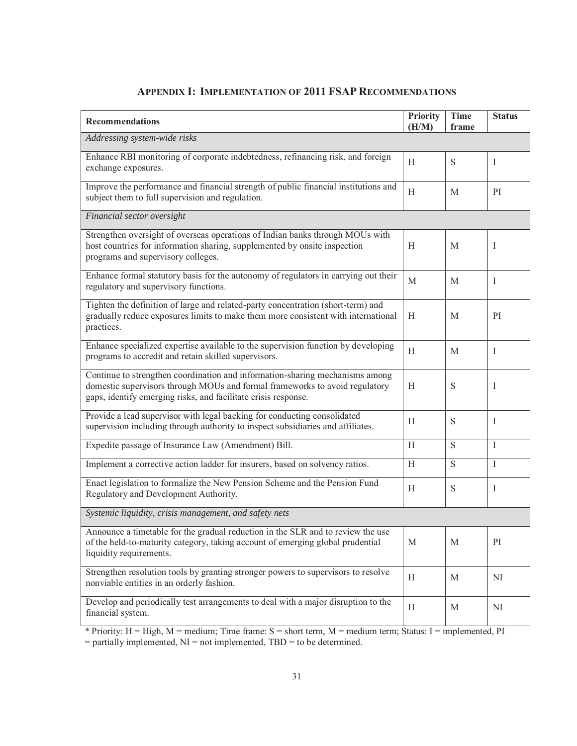## APPENDIX I: IMPLEMENTATION OF 2011 FSAP RECOMMENDATIONS

| Recommendations | Priority (H/M) | Time frame | Status |
|---|---|---|---|
| *Addressing system-wide risks* | | | |
| Enhance RBI monitoring of corporate indebtedness, refinancing risk, and foreign exchange exposures. | H | S | I |
| Improve the performance and financial strength of public financial institutions and subject them to full supervision and regulation. | H | M | PI |
| *Financial sector oversight* | | | |
| Strengthen oversight of overseas operations of Indian banks through MOUs with host countries for information sharing, supplemented by onsite inspection programs and supervisory colleges. | H | M | I |
| Enhance formal statutory basis for the autonomy of regulators in carrying out their regulatory and supervisory functions. | M | M | I |
| Tighten the definition of large and related-party concentration (short-term) and gradually reduce exposures limits to make them more consistent with international practices. | H | M | PI |
| Enhance specialized expertise available to the supervision function by developing programs to accredit and retain skilled supervisors. | H | M | I |
| Continue to strengthen coordination and information-sharing mechanisms among domestic supervisors through MOUs and formal frameworks to avoid regulatory gaps, identify emerging risks, and facilitate crisis response. | H | S | I |
| Provide a lead supervisor with legal backing for conducting consolidated supervision including through authority to inspect subsidiaries and affiliates. | H | S | I |
| Expedite passage of Insurance Law (Amendment) Bill. | H | S | I |
| Implement a corrective action ladder for insurers, based on solvency ratios. | H | S | I |
| Enact legislation to formalize the New Pension Scheme and the Pension Fund Regulatory and Development Authority. | H | S | I |
| *Systemic liquidity, crisis management, and safety nets* | | | |
| Announce a timetable for the gradual reduction in the SLR and to review the use of the held-to-maturity category, taking account of emerging global prudential liquidity requirements. | M | M | PI |
| Strengthen resolution tools by granting stronger powers to supervisors to resolve nonviable entities in an orderly fashion. | H | M | NI |
| Develop and periodically test arrangements to deal with a major disruption to the financial system. | H | M | NI |

* Priority: H = High, M = medium; Time frame: S = short term, M = medium term; Status: I = implemented, PI = partially implemented, NI = not implemented, TBD = to be determined.